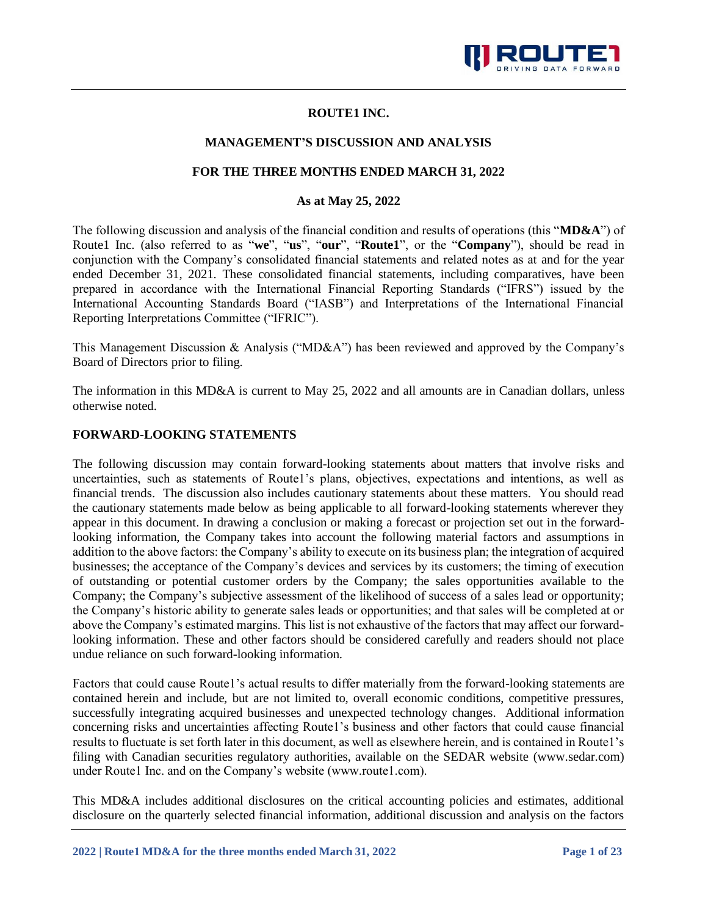**ROUTE1 INC.**

**MANAGEMENT'S DISCUSSION AND ANALYSIS**

**FOR THE THREE MONTHS ENDED MARCH 31, 2022**

**As at May 25, 2022**

The following discussion and analysis of the financial condition and results of operations (this "**MD&A**") of Route1 Inc. (also referred to as "**we**", "**us**", "**our**", "**Route1**", or the "**Company**"), should be read in conjunction with the Company's consolidated financial statements and related notes as at and for the year ended December 31, 2021. These consolidated financial statements, including comparatives, have been prepared in accordance with the International Financial Reporting Standards ("IFRS") issued by the International Accounting Standards Board ("IASB") and Interpretations of the International Financial Reporting Interpretations Committee ("IFRIC").

This Management Discussion & Analysis ("MD&A") has been reviewed and approved by the Company's Board of Directors prior to filing.

The information in this MD&A is current to May 25, 2022 and all amounts are in Canadian dollars, unless otherwise noted.

## FORWARD-LOOKING STATEMENTS

The following discussion may contain forward-looking statements about matters that involve risks and uncertainties, such as statements of Route1's plans, objectives, expectations and intentions, as well as financial trends. The discussion also includes cautionary statements about these matters. You should read the cautionary statements made below as being applicable to all forward-looking statements wherever they appear in this document. In drawing a conclusion or making a forecast or projection set out in the forward-looking information, the Company takes into account the following material factors and assumptions in addition to the above factors: the Company's ability to execute on its business plan; the integration of acquired businesses; the acceptance of the Company's devices and services by its customers; the timing of execution of outstanding or potential customer orders by the Company; the sales opportunities available to the Company; the Company's subjective assessment of the likelihood of success of a sales lead or opportunity; the Company's historic ability to generate sales leads or opportunities; and that sales will be completed at or above the Company's estimated margins. This list is not exhaustive of the factors that may affect our forward-looking information. These and other factors should be considered carefully and readers should not place undue reliance on such forward-looking information.

Factors that could cause Route1's actual results to differ materially from the forward-looking statements are contained herein and include, but are not limited to, overall economic conditions, competitive pressures, successfully integrating acquired businesses and unexpected technology changes. Additional information concerning risks and uncertainties affecting Route1's business and other factors that could cause financial results to fluctuate is set forth later in this document, as well as elsewhere herein, and is contained in Route1's filing with Canadian securities regulatory authorities, available on the SEDAR website (www.sedar.com) under Route1 Inc. and on the Company's website (www.route1.com).

This MD&A includes additional disclosures on the critical accounting policies and estimates, additional disclosure on the quarterly selected financial information, additional discussion and analysis on the factors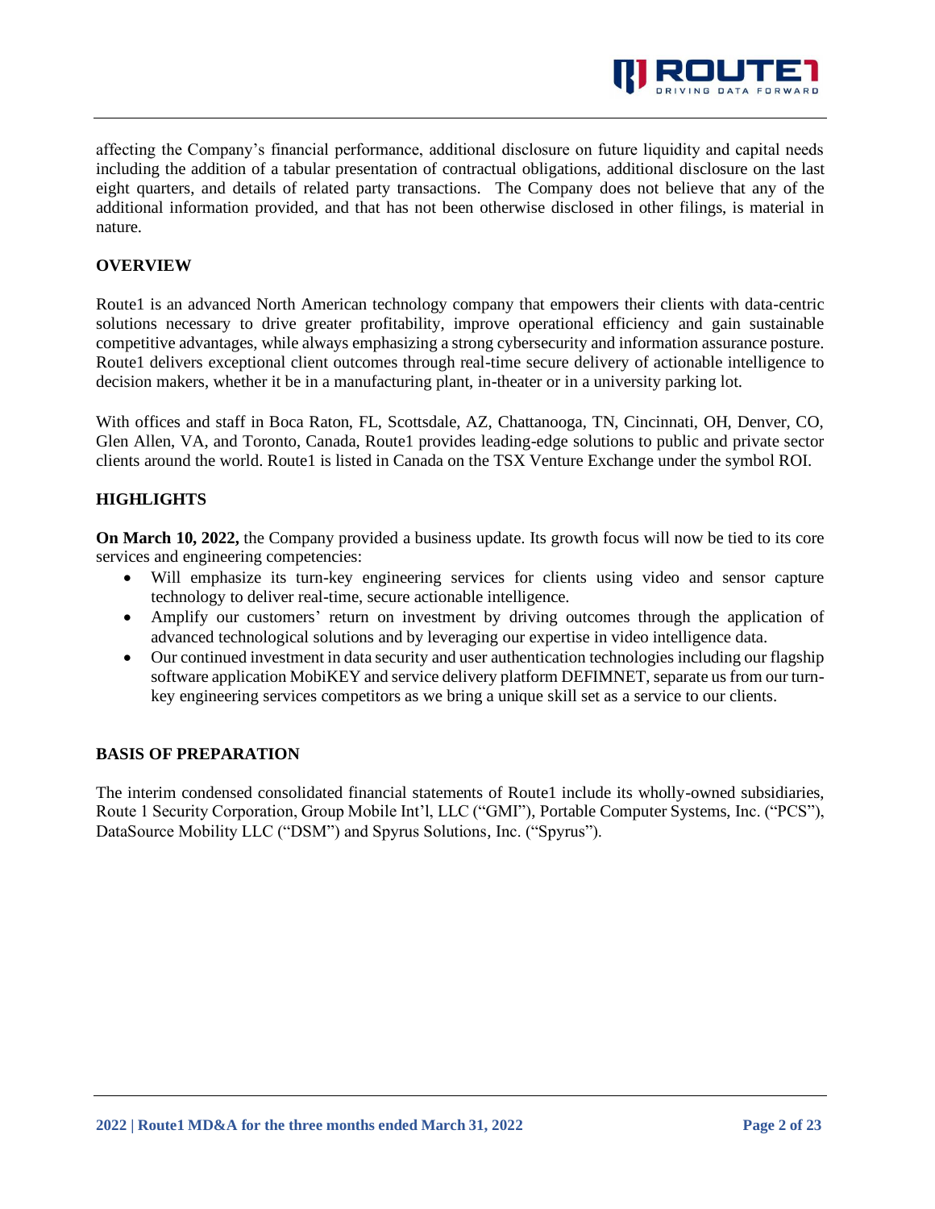affecting the Company's financial performance, additional disclosure on future liquidity and capital needs including the addition of a tabular presentation of contractual obligations, additional disclosure on the last eight quarters, and details of related party transactions. The Company does not believe that any of the additional information provided, and that has not been otherwise disclosed in other filings, is material in nature.

## OVERVIEW

Route1 is an advanced North American technology company that empowers their clients with data-centric solutions necessary to drive greater profitability, improve operational efficiency and gain sustainable competitive advantages, while always emphasizing a strong cybersecurity and information assurance posture. Route1 delivers exceptional client outcomes through real-time secure delivery of actionable intelligence to decision makers, whether it be in a manufacturing plant, in-theater or in a university parking lot.

With offices and staff in Boca Raton, FL, Scottsdale, AZ, Chattanooga, TN, Cincinnati, OH, Denver, CO, Glen Allen, VA, and Toronto, Canada, Route1 provides leading-edge solutions to public and private sector clients around the world. Route1 is listed in Canada on the TSX Venture Exchange under the symbol ROI.

## HIGHLIGHTS

**On March 10, 2022,** the Company provided a business update. Its growth focus will now be tied to its core services and engineering competencies:

- Will emphasize its turn-key engineering services for clients using video and sensor capture technology to deliver real-time, secure actionable intelligence.
- Amplify our customers' return on investment by driving outcomes through the application of advanced technological solutions and by leveraging our expertise in video intelligence data.
- Our continued investment in data security and user authentication technologies including our flagship software application MobiKEY and service delivery platform DEFIMNET, separate us from our turn-key engineering services competitors as we bring a unique skill set as a service to our clients.

## BASIS OF PREPARATION

The interim condensed consolidated financial statements of Route1 include its wholly-owned subsidiaries, Route 1 Security Corporation, Group Mobile Int'l, LLC ("GMI"), Portable Computer Systems, Inc. ("PCS"), DataSource Mobility LLC ("DSM") and Spyrus Solutions, Inc. ("Spyrus").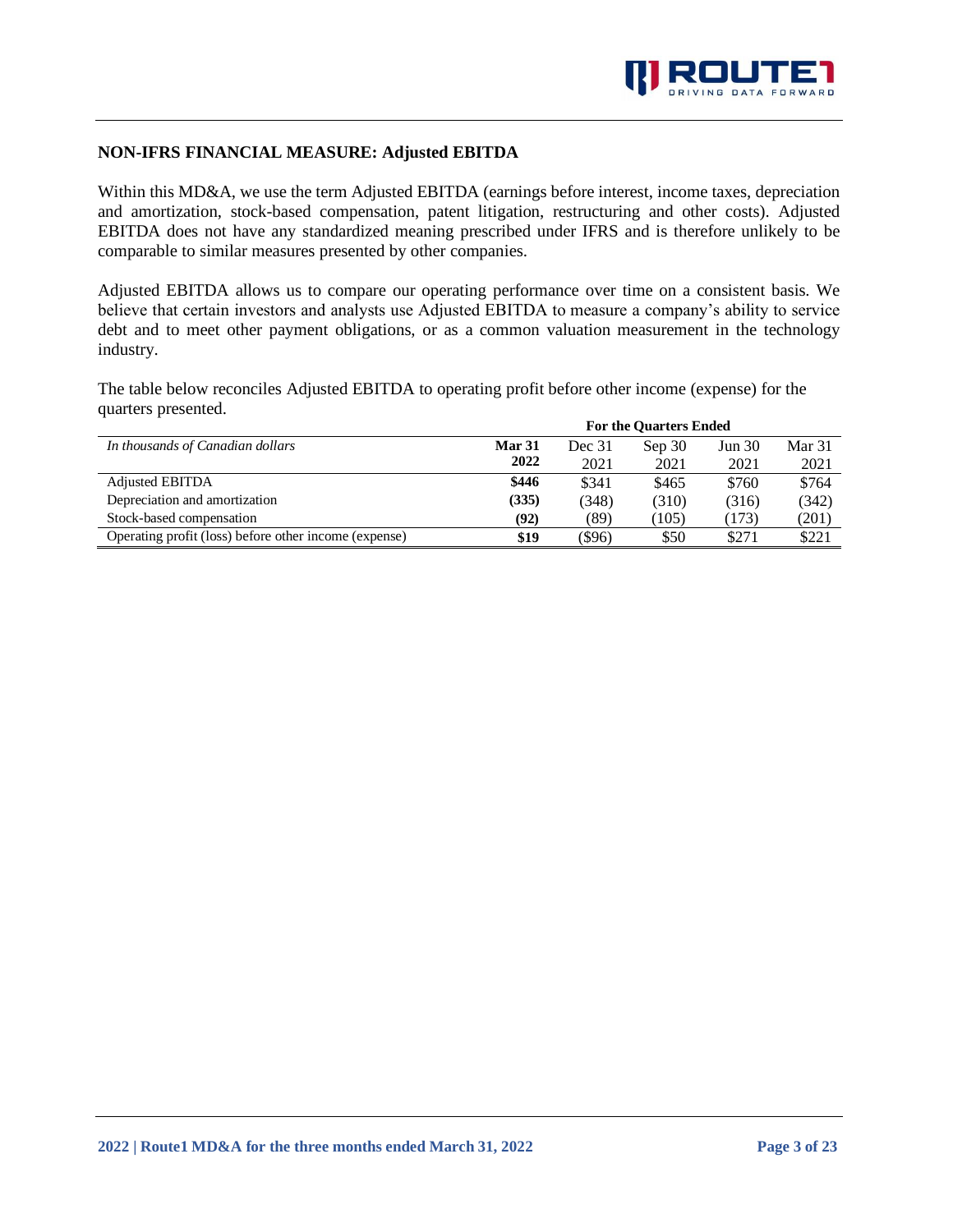## NON-IFRS FINANCIAL MEASURE: Adjusted EBITDA

Within this MD&A, we use the term Adjusted EBITDA (earnings before interest, income taxes, depreciation and amortization, stock-based compensation, patent litigation, restructuring and other costs). Adjusted EBITDA does not have any standardized meaning prescribed under IFRS and is therefore unlikely to be comparable to similar measures presented by other companies.

Adjusted EBITDA allows us to compare our operating performance over time on a consistent basis. We believe that certain investors and analysts use Adjusted EBITDA to measure a company's ability to service debt and to meet other payment obligations, or as a common valuation measurement in the technology industry.

The table below reconciles Adjusted EBITDA to operating profit before other income (expense) for the quarters presented.

| | For the Quarters Ended | | | | |
|---|---|---|---|---|---|
| *In thousands of Canadian dollars* | **Mar 31 2022** | Dec 31 2021 | Sep 30 2021 | Jun 30 2021 | Mar 31 2021 |
| Adjusted EBITDA | **$446** | $341 | $465 | $760 | $764 |
| Depreciation and amortization | **(335)** | (348) | (310) | (316) | (342) |
| Stock-based compensation | **(92)** | (89) | (105) | (173) | (201) |
| Operating profit (loss) before other income (expense) | **$19** | ($96) | $50 | $271 | $221 |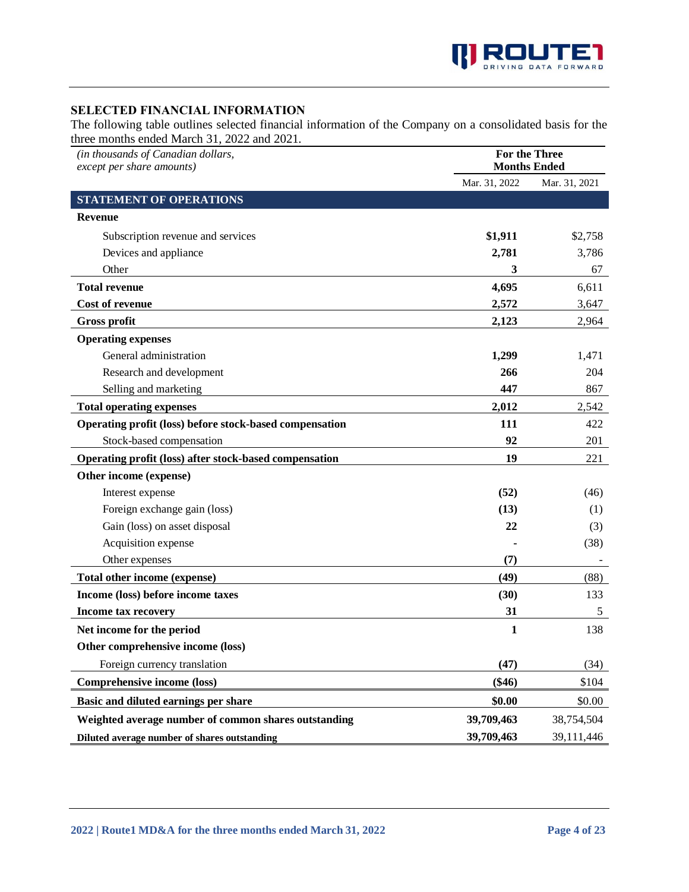## SELECTED FINANCIAL INFORMATION

The following table outlines selected financial information of the Company on a consolidated basis for the three months ended March 31, 2022 and 2021.

| *(in thousands of Canadian dollars, except per share amounts)* | For the Three Months Ended | |
|---|---|---|
| | Mar. 31, 2022 | Mar. 31, 2021 |
| **STATEMENT OF OPERATIONS** | | |
| **Revenue** | | |
| Subscription revenue and services | **$1,911** | $2,758 |
| Devices and appliance | **2,781** | 3,786 |
| Other | **3** | 67 |
| **Total revenue** | **4,695** | 6,611 |
| **Cost of revenue** | **2,572** | 3,647 |
| **Gross profit** | **2,123** | 2,964 |
| **Operating expenses** | | |
| General administration | **1,299** | 1,471 |
| Research and development | **266** | 204 |
| Selling and marketing | **447** | 867 |
| **Total operating expenses** | **2,012** | 2,542 |
| **Operating profit (loss) before stock-based compensation** | **111** | 422 |
| Stock-based compensation | **92** | 201 |
| **Operating profit (loss) after stock-based compensation** | **19** | 221 |
| **Other income (expense)** | | |
| Interest expense | **(52)** | (46) |
| Foreign exchange gain (loss) | **(13)** | (1) |
| Gain (loss) on asset disposal | **22** | (3) |
| Acquisition expense | **-** | (38) |
| Other expenses | **(7)** | - |
| **Total other income (expense)** | **(49)** | (88) |
| **Income (loss) before income taxes** | **(30)** | 133 |
| **Income tax recovery** | **31** | 5 |
| **Net income for the period** | **1** | 138 |
| **Other comprehensive income (loss)** | | |
| Foreign currency translation | **(47)** | (34) |
| **Comprehensive income (loss)** | **($46)** | $104 |
| **Basic and diluted earnings per share** | **$0.00** | $0.00 |
| **Weighted average number of common shares outstanding** | **39,709,463** | 38,754,504 |
| **Diluted average number of shares outstanding** | **39,709,463** | 39,111,446 |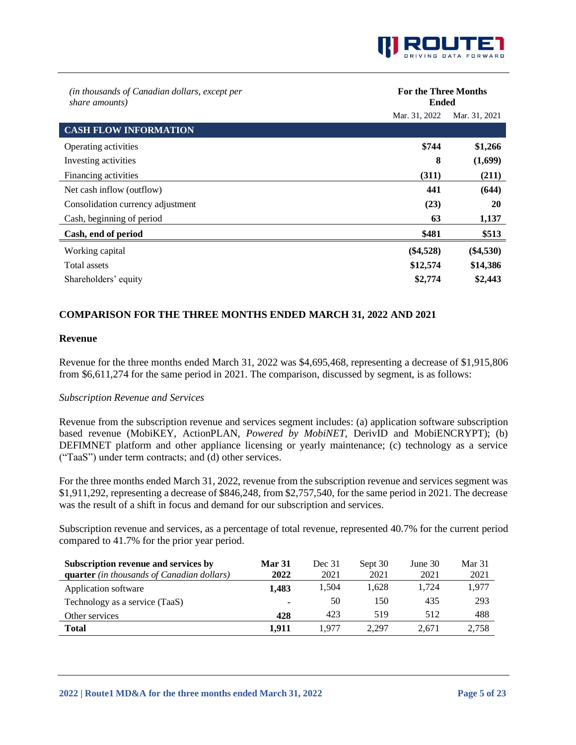| *(in thousands of Canadian dollars, except per share amounts)* | **For the Three Months Ended** | |
|---|---|---|
| | Mar. 31, 2022 | Mar. 31, 2021 |
| **CASH FLOW INFORMATION** | | |
| Operating activities | **$744** | **$1,266** |
| Investing activities | **8** | **(1,699)** |
| Financing activities | **(311)** | **(211)** |
| Net cash inflow (outflow) | **441** | **(644)** |
| Consolidation currency adjustment | **(23)** | **20** |
| Cash, beginning of period | **63** | **1,137** |
| **Cash, end of period** | **$481** | **$513** |
| Working capital | **($4,528)** | **($4,530)** |
| Total assets | **$12,574** | **$14,386** |
| Shareholders' equity | **$2,774** | **$2,443** |

## COMPARISON FOR THE THREE MONTHS ENDED MARCH 31, 2022 AND 2021

### Revenue

Revenue for the three months ended March 31, 2022 was $4,695,468, representing a decrease of $1,915,806 from $6,611,274 for the same period in 2021. The comparison, discussed by segment, is as follows:

*Subscription Revenue and Services*

Revenue from the subscription revenue and services segment includes: (a) application software subscription based revenue (MobiKEY, ActionPLAN, *Powered by MobiNET,* DerivID and MobiENCRYPT); (b) DEFIMNET platform and other appliance licensing or yearly maintenance; (c) technology as a service ("TaaS") under term contracts; and (d) other services.

For the three months ended March 31, 2022, revenue from the subscription revenue and services segment was $1,911,292, representing a decrease of $846,248, from $2,757,540, for the same period in 2021. The decrease was the result of a shift in focus and demand for our subscription and services.

Subscription revenue and services, as a percentage of total revenue, represented 40.7% for the current period compared to 41.7% for the prior year period.

| **Subscription revenue and services by quarter** *(in thousands of Canadian dollars)* | **Mar 31 2022** | Dec 31 2021 | Sept 30 2021 | June 30 2021 | Mar 31 2021 |
|---|---|---|---|---|---|
| Application software | **1,483** | 1,504 | 1,628 | 1,724 | 1,977 |
| Technology as a service (TaaS) | **-** | 50 | 150 | 435 | 293 |
| Other services | **428** | 423 | 519 | 512 | 488 |
| **Total** | **1,911** | 1,977 | 2,297 | 2,671 | 2,758 |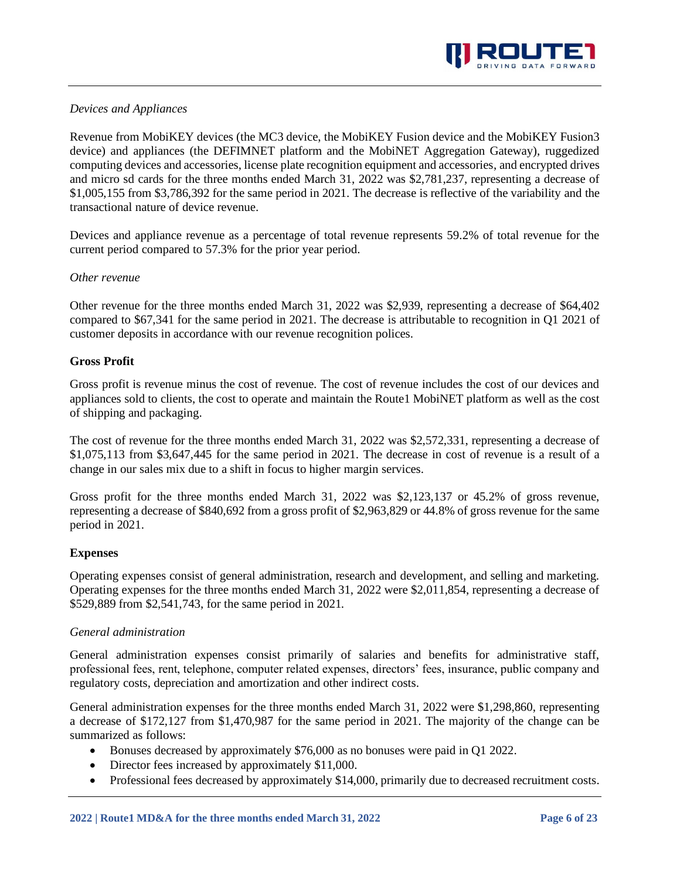*Devices and Appliances*

Revenue from MobiKEY devices (the MC3 device, the MobiKEY Fusion device and the MobiKEY Fusion3 device) and appliances (the DEFIMNET platform and the MobiNET Aggregation Gateway), ruggedized computing devices and accessories, license plate recognition equipment and accessories, and encrypted drives and micro sd cards for the three months ended March 31, 2022 was $2,781,237, representing a decrease of $1,005,155 from $3,786,392 for the same period in 2021. The decrease is reflective of the variability and the transactional nature of device revenue.

Devices and appliance revenue as a percentage of total revenue represents 59.2% of total revenue for the current period compared to 57.3% for the prior year period.

*Other revenue*

Other revenue for the three months ended March 31, 2022 was $2,939, representing a decrease of $64,402 compared to $67,341 for the same period in 2021. The decrease is attributable to recognition in Q1 2021 of customer deposits in accordance with our revenue recognition polices.

**Gross Profit**

Gross profit is revenue minus the cost of revenue. The cost of revenue includes the cost of our devices and appliances sold to clients, the cost to operate and maintain the Route1 MobiNET platform as well as the cost of shipping and packaging.

The cost of revenue for the three months ended March 31, 2022 was $2,572,331, representing a decrease of $1,075,113 from $3,647,445 for the same period in 2021. The decrease in cost of revenue is a result of a change in our sales mix due to a shift in focus to higher margin services.

Gross profit for the three months ended March 31, 2022 was $2,123,137 or 45.2% of gross revenue, representing a decrease of $840,692 from a gross profit of $2,963,829 or 44.8% of gross revenue for the same period in 2021.

**Expenses**

Operating expenses consist of general administration, research and development, and selling and marketing. Operating expenses for the three months ended March 31, 2022 were $2,011,854, representing a decrease of $529,889 from $2,541,743, for the same period in 2021.

*General administration*

General administration expenses consist primarily of salaries and benefits for administrative staff, professional fees, rent, telephone, computer related expenses, directors' fees, insurance, public company and regulatory costs, depreciation and amortization and other indirect costs.

General administration expenses for the three months ended March 31, 2022 were $1,298,860, representing a decrease of $172,127 from $1,470,987 for the same period in 2021. The majority of the change can be summarized as follows:

- Bonuses decreased by approximately $76,000 as no bonuses were paid in Q1 2022.
- Director fees increased by approximately $11,000.
- Professional fees decreased by approximately $14,000, primarily due to decreased recruitment costs.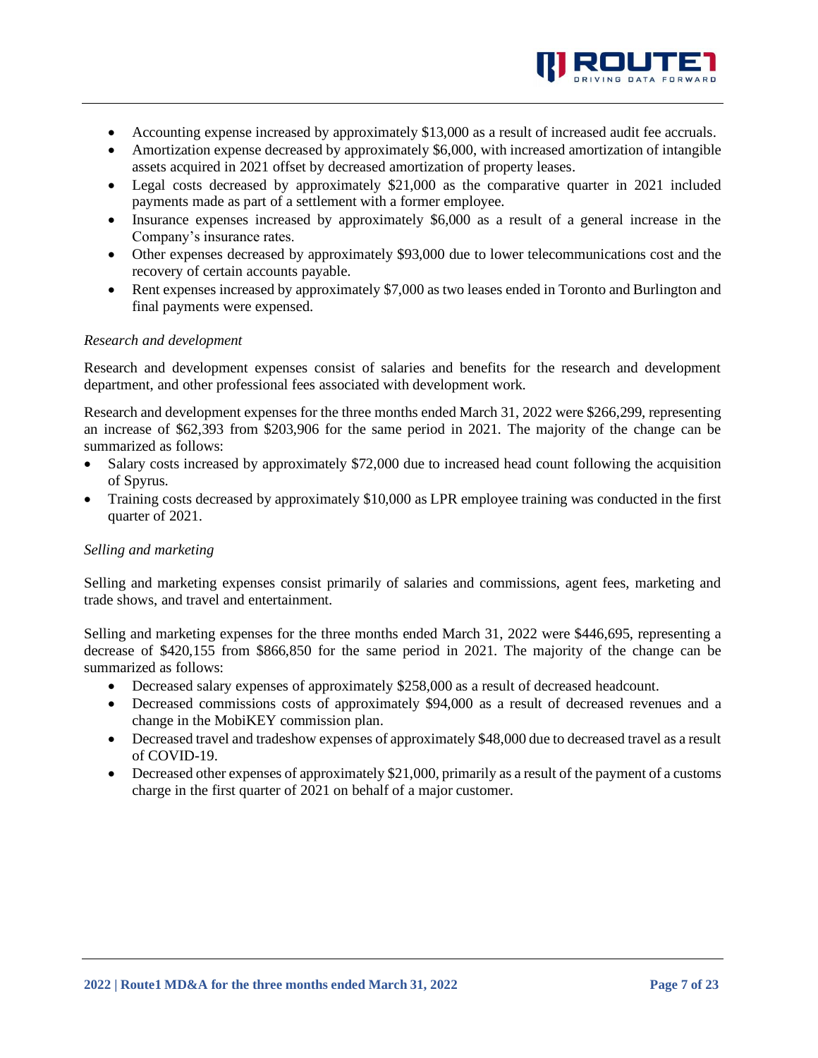- Accounting expense increased by approximately $13,000 as a result of increased audit fee accruals.
- Amortization expense decreased by approximately $6,000, with increased amortization of intangible assets acquired in 2021 offset by decreased amortization of property leases.
- Legal costs decreased by approximately $21,000 as the comparative quarter in 2021 included payments made as part of a settlement with a former employee.
- Insurance expenses increased by approximately $6,000 as a result of a general increase in the Company's insurance rates.
- Other expenses decreased by approximately $93,000 due to lower telecommunications cost and the recovery of certain accounts payable.
- Rent expenses increased by approximately $7,000 as two leases ended in Toronto and Burlington and final payments were expensed.

*Research and development*

Research and development expenses consist of salaries and benefits for the research and development department, and other professional fees associated with development work.

Research and development expenses for the three months ended March 31, 2022 were $266,299, representing an increase of $62,393 from $203,906 for the same period in 2021. The majority of the change can be summarized as follows:

- Salary costs increased by approximately $72,000 due to increased head count following the acquisition of Spyrus.
- Training costs decreased by approximately $10,000 as LPR employee training was conducted in the first quarter of 2021.

*Selling and marketing*

Selling and marketing expenses consist primarily of salaries and commissions, agent fees, marketing and trade shows, and travel and entertainment.

Selling and marketing expenses for the three months ended March 31, 2022 were $446,695, representing a decrease of $420,155 from $866,850 for the same period in 2021. The majority of the change can be summarized as follows:

- Decreased salary expenses of approximately $258,000 as a result of decreased headcount.
- Decreased commissions costs of approximately $94,000 as a result of decreased revenues and a change in the MobiKEY commission plan.
- Decreased travel and tradeshow expenses of approximately $48,000 due to decreased travel as a result of COVID-19.
- Decreased other expenses of approximately $21,000, primarily as a result of the payment of a customs charge in the first quarter of 2021 on behalf of a major customer.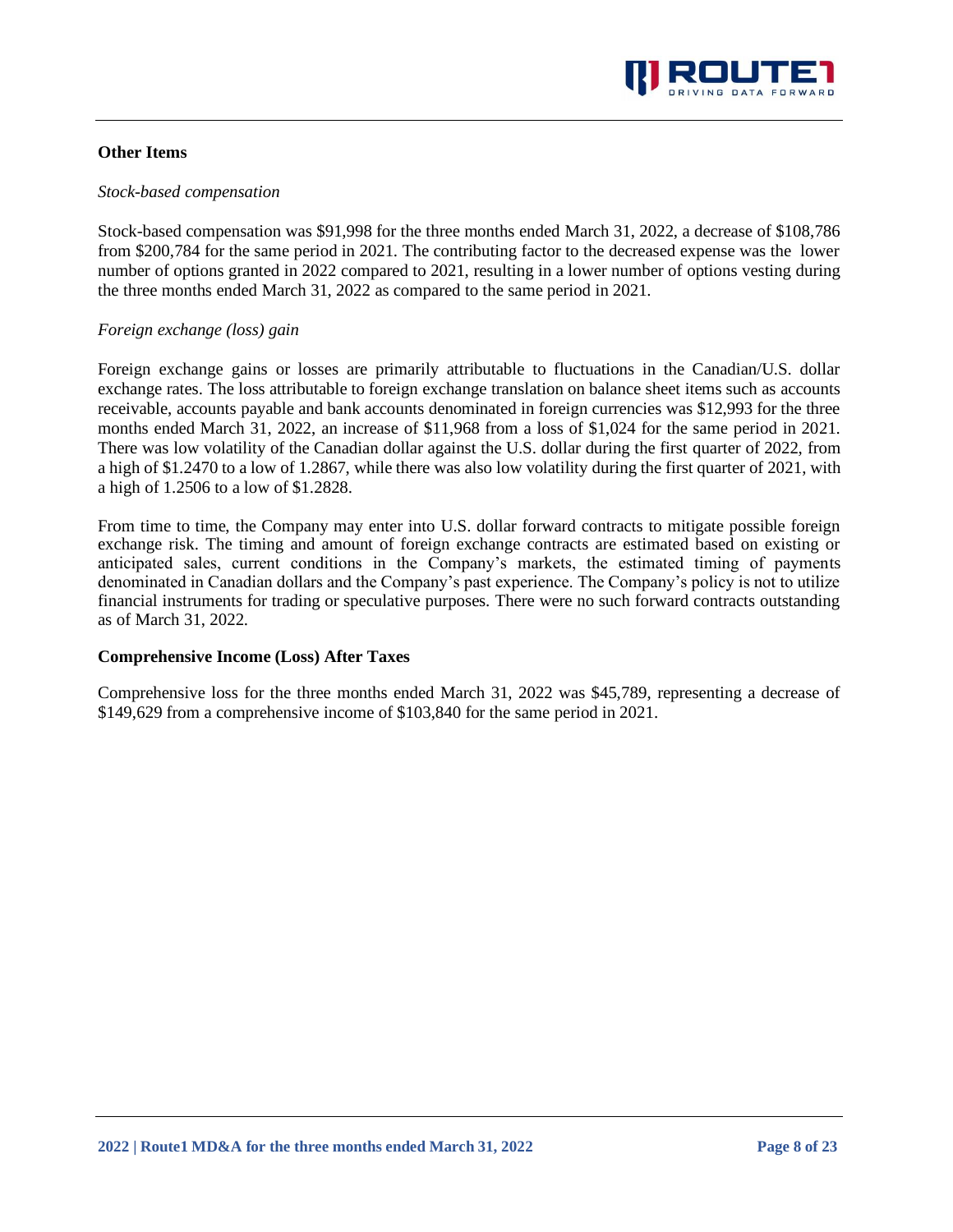## Other Items

### *Stock-based compensation*

Stock-based compensation was $91,998 for the three months ended March 31, 2022, a decrease of $108,786 from $200,784 for the same period in 2021. The contributing factor to the decreased expense was the lower number of options granted in 2022 compared to 2021, resulting in a lower number of options vesting during the three months ended March 31, 2022 as compared to the same period in 2021.

### *Foreign exchange (loss) gain*

Foreign exchange gains or losses are primarily attributable to fluctuations in the Canadian/U.S. dollar exchange rates. The loss attributable to foreign exchange translation on balance sheet items such as accounts receivable, accounts payable and bank accounts denominated in foreign currencies was $12,993 for the three months ended March 31, 2022, an increase of $11,968 from a loss of $1,024 for the same period in 2021. There was low volatility of the Canadian dollar against the U.S. dollar during the first quarter of 2022, from a high of $1.2470 to a low of 1.2867, while there was also low volatility during the first quarter of 2021, with a high of 1.2506 to a low of $1.2828.

From time to time, the Company may enter into U.S. dollar forward contracts to mitigate possible foreign exchange risk. The timing and amount of foreign exchange contracts are estimated based on existing or anticipated sales, current conditions in the Company's markets, the estimated timing of payments denominated in Canadian dollars and the Company's past experience. The Company's policy is not to utilize financial instruments for trading or speculative purposes. There were no such forward contracts outstanding as of March 31, 2022.

## Comprehensive Income (Loss) After Taxes

Comprehensive loss for the three months ended March 31, 2022 was $45,789, representing a decrease of $149,629 from a comprehensive income of $103,840 for the same period in 2021.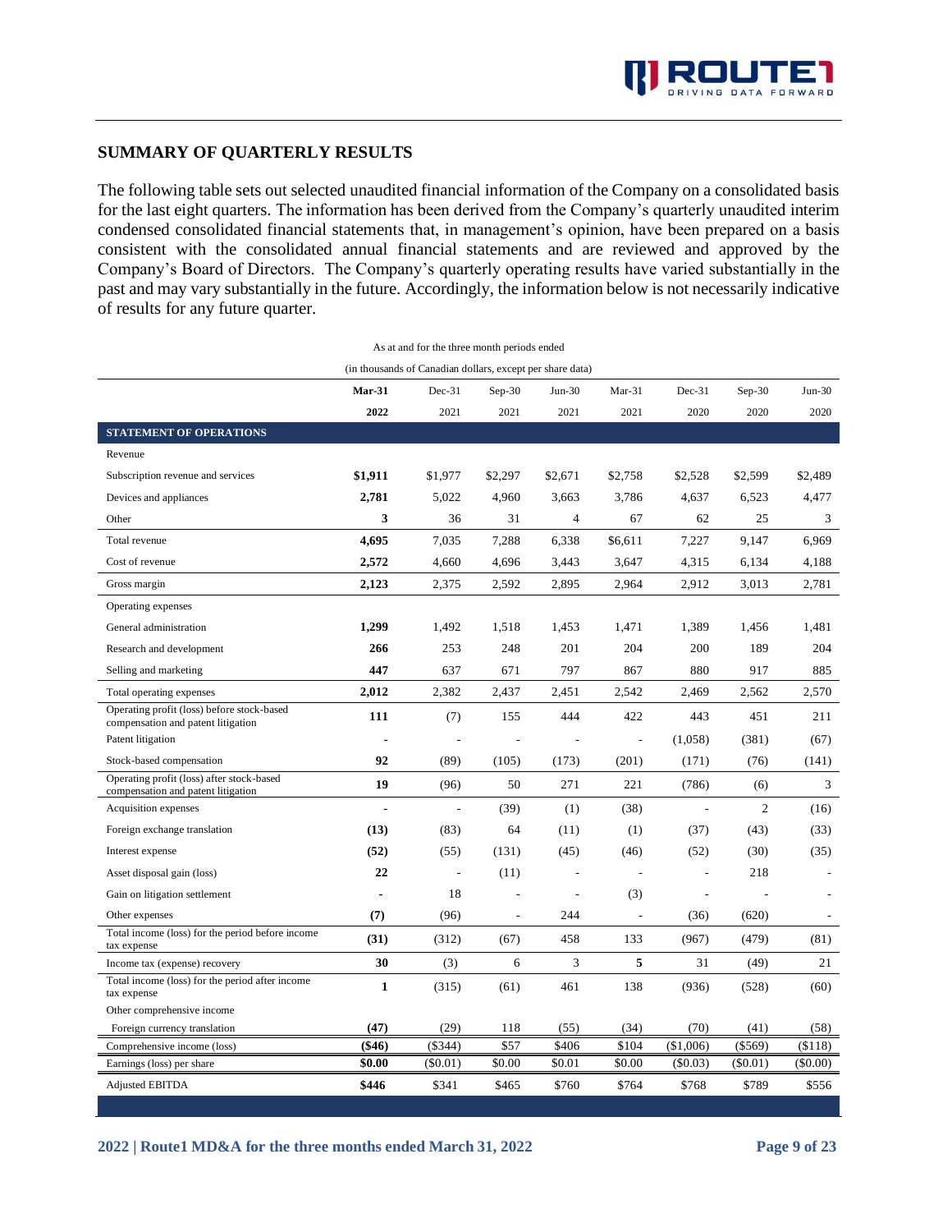## SUMMARY OF QUARTERLY RESULTS

The following table sets out selected unaudited financial information of the Company on a consolidated basis for the last eight quarters. The information has been derived from the Company's quarterly unaudited interim condensed consolidated financial statements that, in management's opinion, have been prepared on a basis consistent with the consolidated annual financial statements and are reviewed and approved by the Company's Board of Directors. The Company's quarterly operating results have varied substantially in the past and may vary substantially in the future. Accordingly, the information below is not necessarily indicative of results for any future quarter.

As at and for the three month periods ended

(in thousands of Canadian dollars, except per share data)

| | **Mar-31 2022** | Dec-31 2021 | Sep-30 2021 | Jun-30 2021 | Mar-31 2021 | Dec-31 2020 | Sep-30 2020 | Jun-30 2020 |
|---|---|---|---|---|---|---|---|---|
| **STATEMENT OF OPERATIONS** | | | | | | | | |
| Revenue | | | | | | | | |
| Subscription revenue and services | **$1,911** | $1,977 | $2,297 | $2,671 | $2,758 | $2,528 | $2,599 | $2,489 |
| Devices and appliances | **2,781** | 5,022 | 4,960 | 3,663 | 3,786 | 4,637 | 6,523 | 4,477 |
| Other | **3** | 36 | 31 | 4 | 67 | 62 | 25 | 3 |
| Total revenue | **4,695** | 7,035 | 7,288 | 6,338 | $6,611 | 7,227 | 9,147 | 6,969 |
| Cost of revenue | **2,572** | 4,660 | 4,696 | 3,443 | 3,647 | 4,315 | 6,134 | 4,188 |
| Gross margin | **2,123** | 2,375 | 2,592 | 2,895 | 2,964 | 2,912 | 3,013 | 2,781 |
| Operating expenses | | | | | | | | |
| General administration | **1,299** | 1,492 | 1,518 | 1,453 | 1,471 | 1,389 | 1,456 | 1,481 |
| Research and development | **266** | 253 | 248 | 201 | 204 | 200 | 189 | 204 |
| Selling and marketing | **447** | 637 | 671 | 797 | 867 | 880 | 917 | 885 |
| Total operating expenses | **2,012** | 2,382 | 2,437 | 2,451 | 2,542 | 2,469 | 2,562 | 2,570 |
| Operating profit (loss) before stock-based compensation and patent litigation | **111** | (7) | 155 | 444 | 422 | 443 | 451 | 211 |
| Patent litigation | **-** | - | - | - | - | (1,058) | (381) | (67) |
| Stock-based compensation | **92** | (89) | (105) | (173) | (201) | (171) | (76) | (141) |
| Operating profit (loss) after stock-based compensation and patent litigation | **19** | (96) | 50 | 271 | 221 | (786) | (6) | 3 |
| Acquisition expenses | **-** | - | (39) | (1) | (38) | - | 2 | (16) |
| Foreign exchange translation | **(13)** | (83) | 64 | (11) | (1) | (37) | (43) | (33) |
| Interest expense | **(52)** | (55) | (131) | (45) | (46) | (52) | (30) | (35) |
| Asset disposal gain (loss) | **22** | - | (11) | - | - | - | 218 | - |
| Gain on litigation settlement | - | 18 | - | - | (3) | - | - | - |
| Other expenses | **(7)** | (96) | - | 244 | - | (36) | (620) | - |
| Total income (loss) for the period before income tax expense | **(31)** | (312) | (67) | 458 | 133 | (967) | (479) | (81) |
| Income tax (expense) recovery | **30** | (3) | 6 | 3 | **5** | 31 | (49) | 21 |
| Total income (loss) for the period after income tax expense | **1** | (315) | (61) | 461 | 138 | (936) | (528) | (60) |
| Other comprehensive income | | | | | | | | |
| Foreign currency translation | **(47)** | (29) | 118 | (55) | (34) | (70) | (41) | (58) |
| Comprehensive income (loss) | **($46)** | ($344) | $57 | $406 | $104 | ($1,006) | ($569) | ($118) |
| Earnings (loss) per share | **$0.00** | ($0.01) | $0.00 | $0.01 | $0.00 | ($0.03) | ($0.01) | ($0.00) |
| Adjusted EBITDA | **$446** | $341 | $465 | $760 | $764 | $768 | $789 | $556 |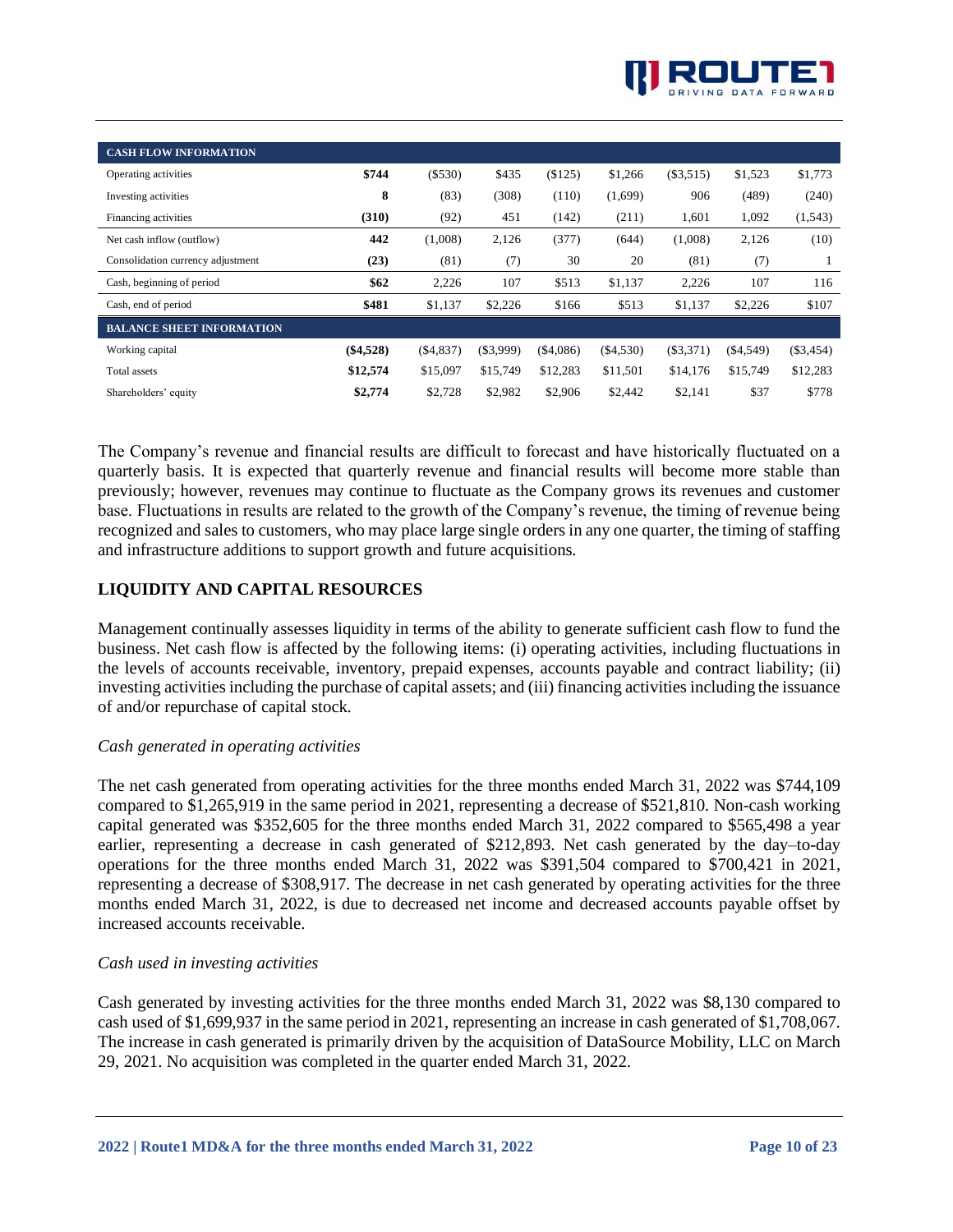| CASH FLOW INFORMATION | | | | | | | | |
|---|---|---|---|---|---|---|---|---|
| Operating activities | **$744** | ($530) | $435 | ($125) | $1,266 | ($3,515) | $1,523 | $1,773 |
| Investing activities | **8** | (83) | (308) | (110) | (1,699) | 906 | (489) | (240) |
| Financing activities | **(310)** | (92) | 451 | (142) | (211) | 1,601 | 1,092 | (1,543) |
| Net cash inflow (outflow) | **442** | (1,008) | 2,126 | (377) | (644) | (1,008) | 2,126 | (10) |
| Consolidation currency adjustment | **(23)** | (81) | (7) | 30 | 20 | (81) | (7) | 1 |
| Cash, beginning of period | **$62** | 2,226 | 107 | $513 | $1,137 | 2,226 | 107 | 116 |
| Cash, end of period | **$481** | $1,137 | $2,226 | $166 | $513 | $1,137 | $2,226 | $107 |
| **BALANCE SHEET INFORMATION** | | | | | | | | |
| Working capital | **($4,528)** | ($4,837) | ($3,999) | ($4,086) | ($4,530) | ($3,371) | ($4,549) | ($3,454) |
| Total assets | **$12,574** | $15,097 | $15,749 | $12,283 | $11,501 | $14,176 | $15,749 | $12,283 |
| Shareholders' equity | **$2,774** | $2,728 | $2,982 | $2,906 | $2,442 | $2,141 | $37 | $778 |

The Company's revenue and financial results are difficult to forecast and have historically fluctuated on a quarterly basis. It is expected that quarterly revenue and financial results will become more stable than previously; however, revenues may continue to fluctuate as the Company grows its revenues and customer base. Fluctuations in results are related to the growth of the Company's revenue, the timing of revenue being recognized and sales to customers, who may place large single orders in any one quarter, the timing of staffing and infrastructure additions to support growth and future acquisitions.

## LIQUIDITY AND CAPITAL RESOURCES

Management continually assesses liquidity in terms of the ability to generate sufficient cash flow to fund the business. Net cash flow is affected by the following items: (i) operating activities, including fluctuations in the levels of accounts receivable, inventory, prepaid expenses, accounts payable and contract liability; (ii) investing activities including the purchase of capital assets; and (iii) financing activities including the issuance of and/or repurchase of capital stock.

### *Cash generated in operating activities*

The net cash generated from operating activities for the three months ended March 31, 2022 was $744,109 compared to $1,265,919 in the same period in 2021, representing a decrease of $521,810. Non-cash working capital generated was $352,605 for the three months ended March 31, 2022 compared to $565,498 a year earlier, representing a decrease in cash generated of $212,893. Net cash generated by the day–to-day operations for the three months ended March 31, 2022 was $391,504 compared to $700,421 in 2021, representing a decrease of $308,917. The decrease in net cash generated by operating activities for the three months ended March 31, 2022, is due to decreased net income and decreased accounts payable offset by increased accounts receivable.

### *Cash used in investing activities*

Cash generated by investing activities for the three months ended March 31, 2022 was $8,130 compared to cash used of $1,699,937 in the same period in 2021, representing an increase in cash generated of $1,708,067. The increase in cash generated is primarily driven by the acquisition of DataSource Mobility, LLC on March 29, 2021. No acquisition was completed in the quarter ended March 31, 2022.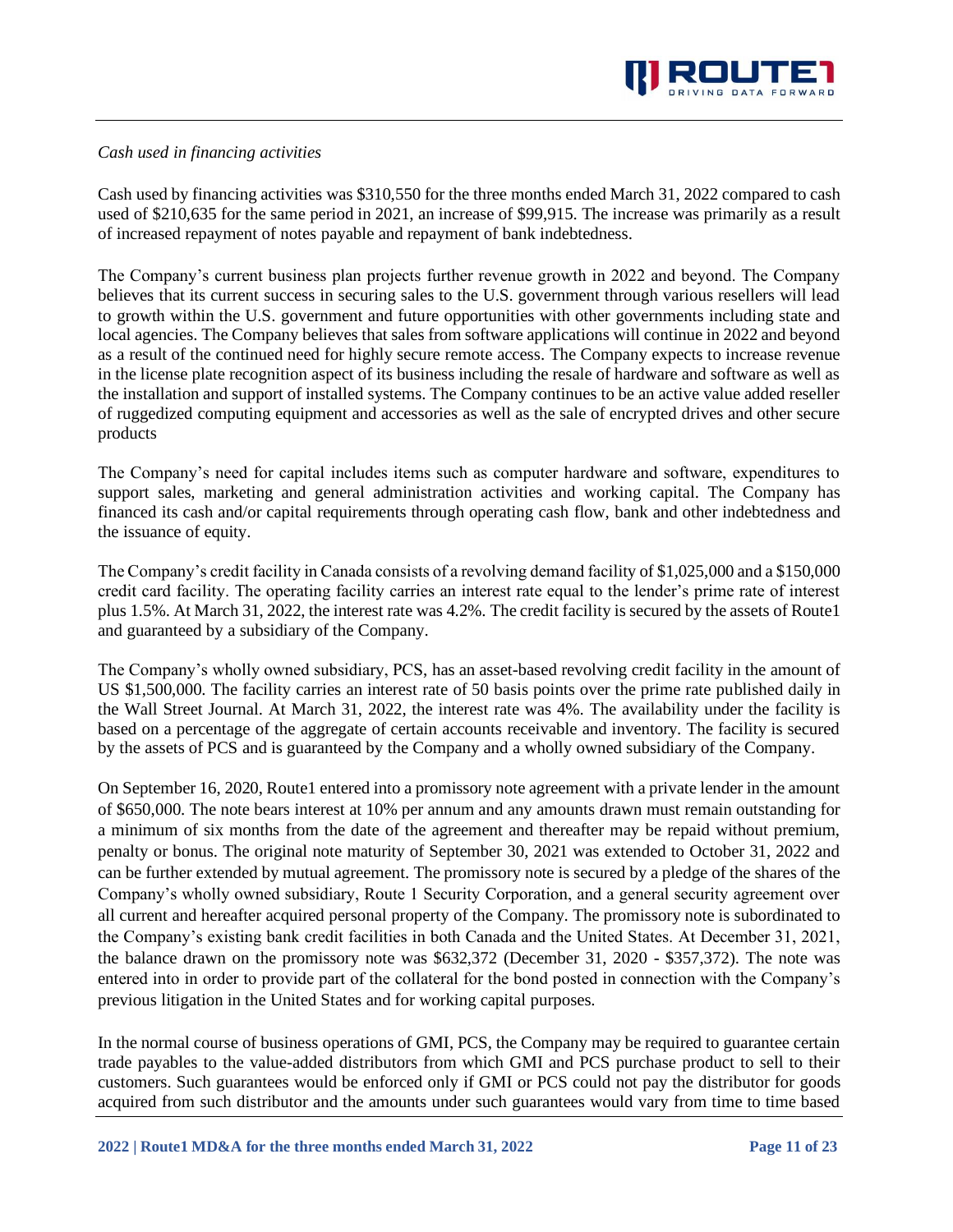*Cash used in financing activities*

Cash used by financing activities was $310,550 for the three months ended March 31, 2022 compared to cash used of $210,635 for the same period in 2021, an increase of $99,915. The increase was primarily as a result of increased repayment of notes payable and repayment of bank indebtedness.

The Company's current business plan projects further revenue growth in 2022 and beyond. The Company believes that its current success in securing sales to the U.S. government through various resellers will lead to growth within the U.S. government and future opportunities with other governments including state and local agencies. The Company believes that sales from software applications will continue in 2022 and beyond as a result of the continued need for highly secure remote access. The Company expects to increase revenue in the license plate recognition aspect of its business including the resale of hardware and software as well as the installation and support of installed systems. The Company continues to be an active value added reseller of ruggedized computing equipment and accessories as well as the sale of encrypted drives and other secure products

The Company's need for capital includes items such as computer hardware and software, expenditures to support sales, marketing and general administration activities and working capital. The Company has financed its cash and/or capital requirements through operating cash flow, bank and other indebtedness and the issuance of equity.

The Company's credit facility in Canada consists of a revolving demand facility of $1,025,000 and a $150,000 credit card facility. The operating facility carries an interest rate equal to the lender's prime rate of interest plus 1.5%. At March 31, 2022, the interest rate was 4.2%. The credit facility is secured by the assets of Route1 and guaranteed by a subsidiary of the Company.

The Company's wholly owned subsidiary, PCS, has an asset-based revolving credit facility in the amount of US $1,500,000. The facility carries an interest rate of 50 basis points over the prime rate published daily in the Wall Street Journal. At March 31, 2022, the interest rate was 4%. The availability under the facility is based on a percentage of the aggregate of certain accounts receivable and inventory. The facility is secured by the assets of PCS and is guaranteed by the Company and a wholly owned subsidiary of the Company.

On September 16, 2020, Route1 entered into a promissory note agreement with a private lender in the amount of $650,000. The note bears interest at 10% per annum and any amounts drawn must remain outstanding for a minimum of six months from the date of the agreement and thereafter may be repaid without premium, penalty or bonus. The original note maturity of September 30, 2021 was extended to October 31, 2022 and can be further extended by mutual agreement. The promissory note is secured by a pledge of the shares of the Company's wholly owned subsidiary, Route 1 Security Corporation, and a general security agreement over all current and hereafter acquired personal property of the Company. The promissory note is subordinated to the Company's existing bank credit facilities in both Canada and the United States. At December 31, 2021, the balance drawn on the promissory note was $632,372 (December 31, 2020 - $357,372). The note was entered into in order to provide part of the collateral for the bond posted in connection with the Company's previous litigation in the United States and for working capital purposes.

In the normal course of business operations of GMI, PCS, the Company may be required to guarantee certain trade payables to the value-added distributors from which GMI and PCS purchase product to sell to their customers. Such guarantees would be enforced only if GMI or PCS could not pay the distributor for goods acquired from such distributor and the amounts under such guarantees would vary from time to time based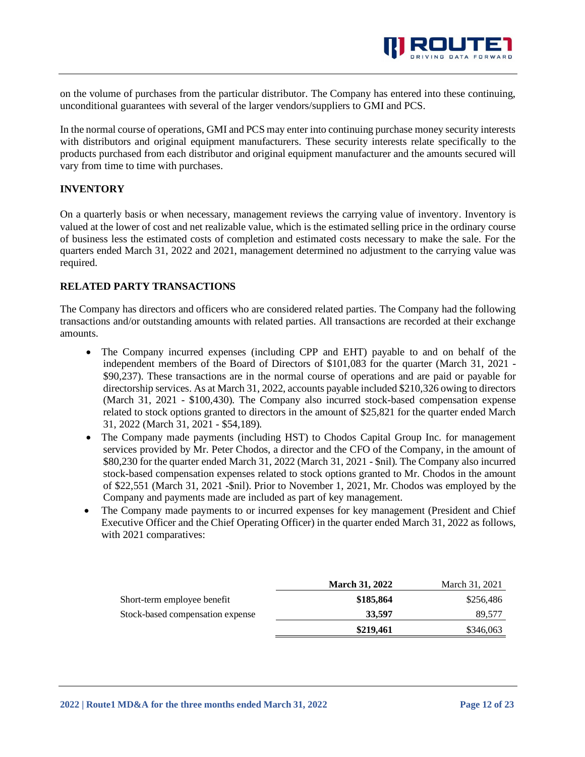on the volume of purchases from the particular distributor. The Company has entered into these continuing, unconditional guarantees with several of the larger vendors/suppliers to GMI and PCS.

In the normal course of operations, GMI and PCS may enter into continuing purchase money security interests with distributors and original equipment manufacturers. These security interests relate specifically to the products purchased from each distributor and original equipment manufacturer and the amounts secured will vary from time to time with purchases.

## INVENTORY

On a quarterly basis or when necessary, management reviews the carrying value of inventory. Inventory is valued at the lower of cost and net realizable value, which is the estimated selling price in the ordinary course of business less the estimated costs of completion and estimated costs necessary to make the sale. For the quarters ended March 31, 2022 and 2021, management determined no adjustment to the carrying value was required.

## RELATED PARTY TRANSACTIONS

The Company has directors and officers who are considered related parties. The Company had the following transactions and/or outstanding amounts with related parties. All transactions are recorded at their exchange amounts.

- The Company incurred expenses (including CPP and EHT) payable to and on behalf of the independent members of the Board of Directors of $101,083 for the quarter (March 31, 2021 - $90,237). These transactions are in the normal course of operations and are paid or payable for directorship services. As at March 31, 2022, accounts payable included $210,326 owing to directors (March 31, 2021 - $100,430). The Company also incurred stock-based compensation expense related to stock options granted to directors in the amount of $25,821 for the quarter ended March 31, 2022 (March 31, 2021 - $54,189).
- The Company made payments (including HST) to Chodos Capital Group Inc. for management services provided by Mr. Peter Chodos, a director and the CFO of the Company, in the amount of $80,230 for the quarter ended March 31, 2022 (March 31, 2021 - $nil). The Company also incurred stock-based compensation expenses related to stock options granted to Mr. Chodos in the amount of $22,551 (March 31, 2021 -$nil). Prior to November 1, 2021, Mr. Chodos was employed by the Company and payments made are included as part of key management.
- The Company made payments to or incurred expenses for key management (President and Chief Executive Officer and the Chief Operating Officer) in the quarter ended March 31, 2022 as follows, with 2021 comparatives:

| | **March 31, 2022** | March 31, 2021 |
|---|---|---|
| Short-term employee benefit | **$185,864** | $256,486 |
| Stock-based compensation expense | **33,597** | 89,577 |
| | **$219,461** | $346,063 |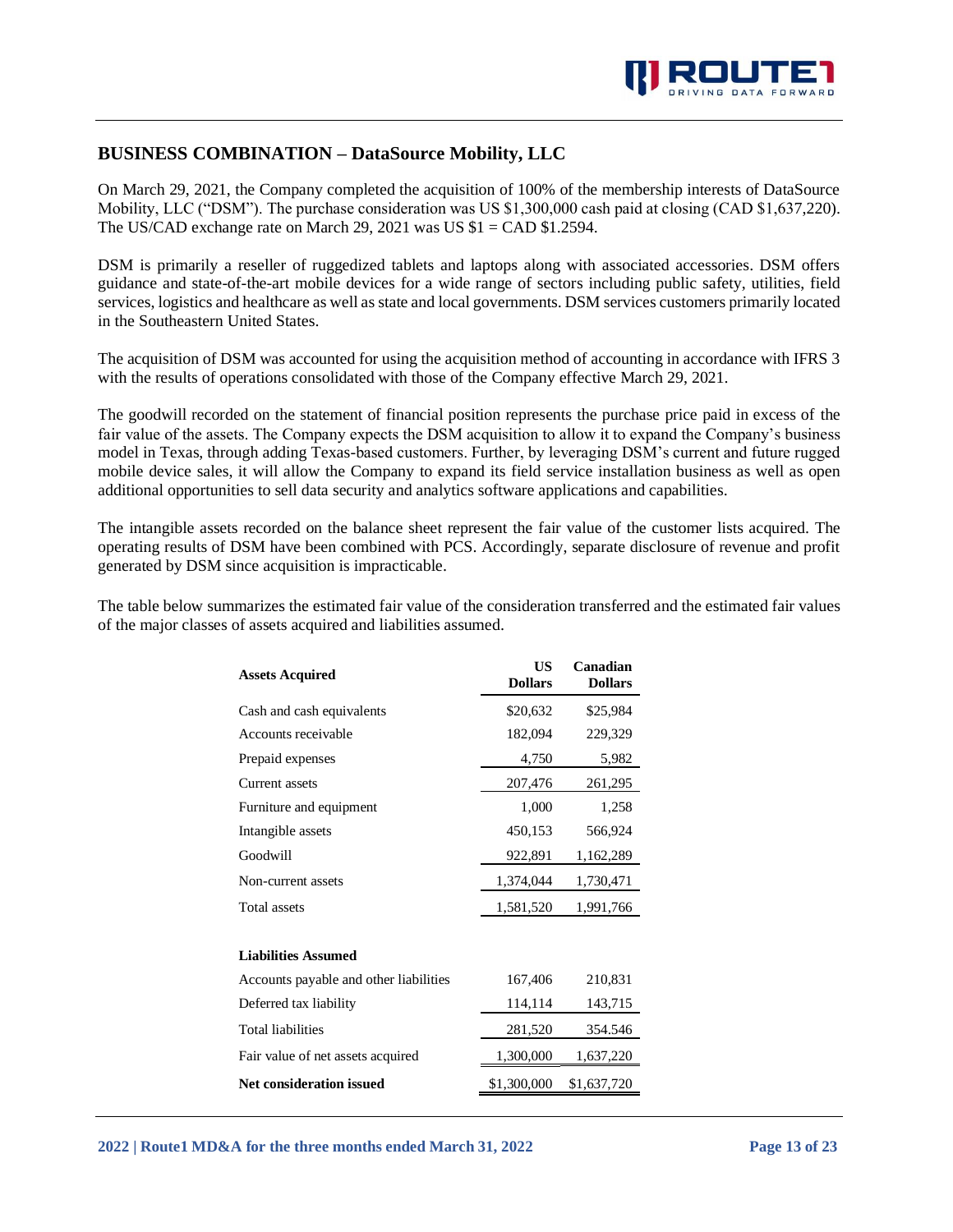## BUSINESS COMBINATION – DataSource Mobility, LLC

On March 29, 2021, the Company completed the acquisition of 100% of the membership interests of DataSource Mobility, LLC ("DSM"). The purchase consideration was US $1,300,000 cash paid at closing (CAD $1,637,220). The US/CAD exchange rate on March 29, 2021 was US $1 = CAD $1.2594.

DSM is primarily a reseller of ruggedized tablets and laptops along with associated accessories. DSM offers guidance and state-of-the-art mobile devices for a wide range of sectors including public safety, utilities, field services, logistics and healthcare as well as state and local governments. DSM services customers primarily located in the Southeastern United States.

The acquisition of DSM was accounted for using the acquisition method of accounting in accordance with IFRS 3 with the results of operations consolidated with those of the Company effective March 29, 2021.

The goodwill recorded on the statement of financial position represents the purchase price paid in excess of the fair value of the assets. The Company expects the DSM acquisition to allow it to expand the Company's business model in Texas, through adding Texas-based customers. Further, by leveraging DSM's current and future rugged mobile device sales, it will allow the Company to expand its field service installation business as well as open additional opportunities to sell data security and analytics software applications and capabilities.

The intangible assets recorded on the balance sheet represent the fair value of the customer lists acquired. The operating results of DSM have been combined with PCS. Accordingly, separate disclosure of revenue and profit generated by DSM since acquisition is impracticable.

The table below summarizes the estimated fair value of the consideration transferred and the estimated fair values of the major classes of assets acquired and liabilities assumed.

| **Assets Acquired** | **US Dollars** | **Canadian Dollars** |
|---|---|---|
| Cash and cash equivalents | $20,632 | $25,984 |
| Accounts receivable | 182,094 | 229,329 |
| Prepaid expenses | 4,750 | 5,982 |
| Current assets | 207,476 | 261,295 |
| Furniture and equipment | 1,000 | 1,258 |
| Intangible assets | 450,153 | 566,924 |
| Goodwill | 922,891 | 1,162,289 |
| Non-current assets | 1,374,044 | 1,730,471 |
| Total assets | 1,581,520 | 1,991,766 |
| | | |
| **Liabilities Assumed** | | |
| Accounts payable and other liabilities | 167,406 | 210,831 |
| Deferred tax liability | 114,114 | 143,715 |
| Total liabilities | 281,520 | 354.546 |
| Fair value of net assets acquired | 1,300,000 | 1,637,220 |
| **Net consideration issued** | $1,300,000 | $1,637,720 |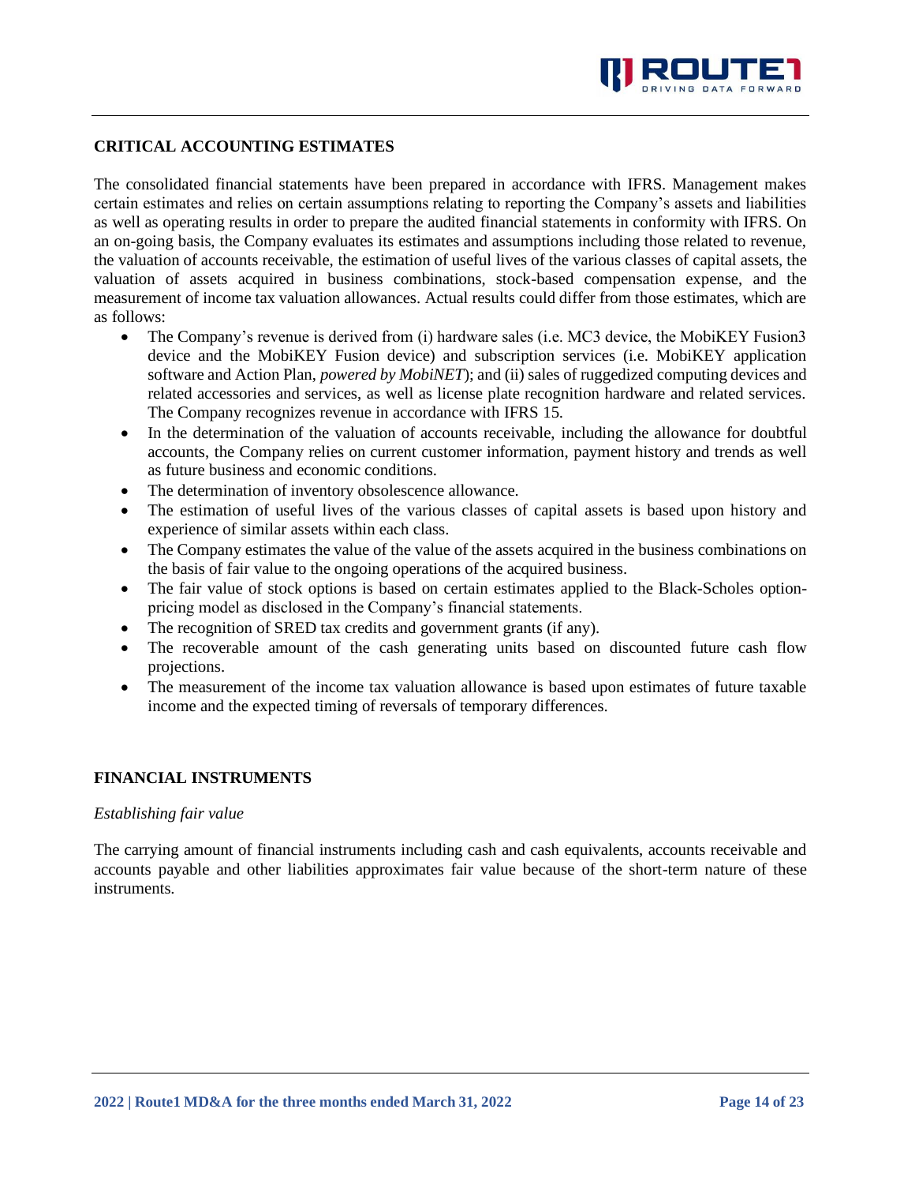## CRITICAL ACCOUNTING ESTIMATES

The consolidated financial statements have been prepared in accordance with IFRS. Management makes certain estimates and relies on certain assumptions relating to reporting the Company's assets and liabilities as well as operating results in order to prepare the audited financial statements in conformity with IFRS. On an on-going basis, the Company evaluates its estimates and assumptions including those related to revenue, the valuation of accounts receivable, the estimation of useful lives of the various classes of capital assets, the valuation of assets acquired in business combinations, stock-based compensation expense, and the measurement of income tax valuation allowances. Actual results could differ from those estimates, which are as follows:

- The Company's revenue is derived from (i) hardware sales (i.e. MC3 device, the MobiKEY Fusion3 device and the MobiKEY Fusion device) and subscription services (i.e. MobiKEY application software and Action Plan, *powered by MobiNET*); and (ii) sales of ruggedized computing devices and related accessories and services, as well as license plate recognition hardware and related services. The Company recognizes revenue in accordance with IFRS 15.
- In the determination of the valuation of accounts receivable, including the allowance for doubtful accounts, the Company relies on current customer information, payment history and trends as well as future business and economic conditions.
- The determination of inventory obsolescence allowance.
- The estimation of useful lives of the various classes of capital assets is based upon history and experience of similar assets within each class.
- The Company estimates the value of the value of the assets acquired in the business combinations on the basis of fair value to the ongoing operations of the acquired business.
- The fair value of stock options is based on certain estimates applied to the Black-Scholes option-pricing model as disclosed in the Company's financial statements.
- The recognition of SRED tax credits and government grants (if any).
- The recoverable amount of the cash generating units based on discounted future cash flow projections.
- The measurement of the income tax valuation allowance is based upon estimates of future taxable income and the expected timing of reversals of temporary differences.

## FINANCIAL INSTRUMENTS

*Establishing fair value*

The carrying amount of financial instruments including cash and cash equivalents, accounts receivable and accounts payable and other liabilities approximates fair value because of the short-term nature of these instruments.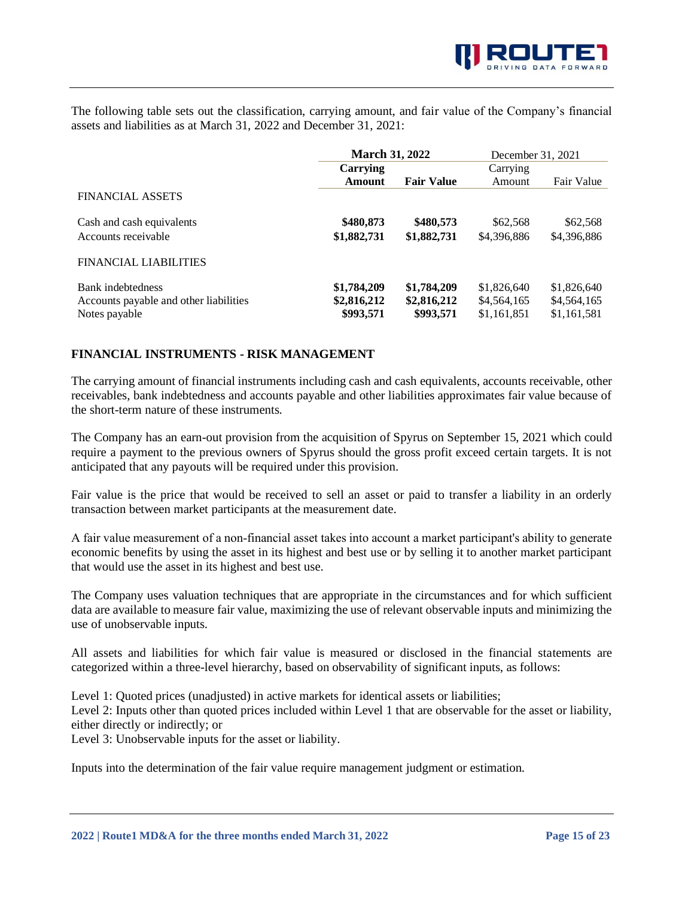The following table sets out the classification, carrying amount, and fair value of the Company's financial assets and liabilities as at March 31, 2022 and December 31, 2021:

| | **March 31, 2022** | | December 31, 2021 | |
|---|---|---|---|---|
| | **Carrying Amount** | **Fair Value** | Carrying Amount | Fair Value |
| FINANCIAL ASSETS | | | | |
| Cash and cash equivalents | **$480,873** | **$480,573** | $62,568 | $62,568 |
| Accounts receivable | **$1,882,731** | **$1,882,731** | $4,396,886 | $4,396,886 |
| FINANCIAL LIABILITIES | | | | |
| Bank indebtedness | **$1,784,209** | **$1,784,209** | $1,826,640 | $1,826,640 |
| Accounts payable and other liabilities | **$2,816,212** | **$2,816,212** | $4,564,165 | $4,564,165 |
| Notes payable | **$993,571** | **$993,571** | $1,161,851 | $1,161,581 |

## FINANCIAL INSTRUMENTS - RISK MANAGEMENT

The carrying amount of financial instruments including cash and cash equivalents, accounts receivable, other receivables, bank indebtedness and accounts payable and other liabilities approximates fair value because of the short-term nature of these instruments.

The Company has an earn-out provision from the acquisition of Spyrus on September 15, 2021 which could require a payment to the previous owners of Spyrus should the gross profit exceed certain targets. It is not anticipated that any payouts will be required under this provision.

Fair value is the price that would be received to sell an asset or paid to transfer a liability in an orderly transaction between market participants at the measurement date.

A fair value measurement of a non-financial asset takes into account a market participant's ability to generate economic benefits by using the asset in its highest and best use or by selling it to another market participant that would use the asset in its highest and best use.

The Company uses valuation techniques that are appropriate in the circumstances and for which sufficient data are available to measure fair value, maximizing the use of relevant observable inputs and minimizing the use of unobservable inputs.

All assets and liabilities for which fair value is measured or disclosed in the financial statements are categorized within a three-level hierarchy, based on observability of significant inputs, as follows:

Level 1: Quoted prices (unadjusted) in active markets for identical assets or liabilities;
Level 2: Inputs other than quoted prices included within Level 1 that are observable for the asset or liability, either directly or indirectly; or
Level 3: Unobservable inputs for the asset or liability.

Inputs into the determination of the fair value require management judgment or estimation.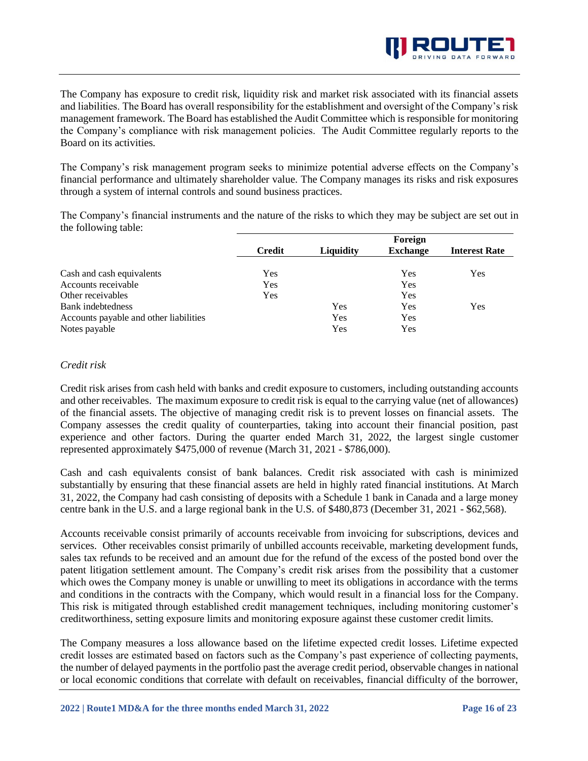The Company has exposure to credit risk, liquidity risk and market risk associated with its financial assets and liabilities. The Board has overall responsibility for the establishment and oversight of the Company's risk management framework. The Board has established the Audit Committee which is responsible for monitoring the Company's compliance with risk management policies. The Audit Committee regularly reports to the Board on its activities.

The Company's risk management program seeks to minimize potential adverse effects on the Company's financial performance and ultimately shareholder value. The Company manages its risks and risk exposures through a system of internal controls and sound business practices.

The Company's financial instruments and the nature of the risks to which they may be subject are set out in the following table:

| | Credit | Liquidity | Foreign Exchange | Interest Rate |
|---|---|---|---|---|
| Cash and cash equivalents | Yes | | Yes | Yes |
| Accounts receivable | Yes | | Yes | |
| Other receivables | Yes | | Yes | |
| Bank indebtedness | | Yes | Yes | Yes |
| Accounts payable and other liabilities | | Yes | Yes | |
| Notes payable | | Yes | Yes | |

*Credit risk*

Credit risk arises from cash held with banks and credit exposure to customers, including outstanding accounts and other receivables. The maximum exposure to credit risk is equal to the carrying value (net of allowances) of the financial assets. The objective of managing credit risk is to prevent losses on financial assets. The Company assesses the credit quality of counterparties, taking into account their financial position, past experience and other factors. During the quarter ended March 31, 2022, the largest single customer represented approximately $475,000 of revenue (March 31, 2021 - $786,000).

Cash and cash equivalents consist of bank balances. Credit risk associated with cash is minimized substantially by ensuring that these financial assets are held in highly rated financial institutions. At March 31, 2022, the Company had cash consisting of deposits with a Schedule 1 bank in Canada and a large money centre bank in the U.S. and a large regional bank in the U.S. of $480,873 (December 31, 2021 - $62,568).

Accounts receivable consist primarily of accounts receivable from invoicing for subscriptions, devices and services. Other receivables consist primarily of unbilled accounts receivable, marketing development funds, sales tax refunds to be received and an amount due for the refund of the excess of the posted bond over the patent litigation settlement amount. The Company's credit risk arises from the possibility that a customer which owes the Company money is unable or unwilling to meet its obligations in accordance with the terms and conditions in the contracts with the Company, which would result in a financial loss for the Company. This risk is mitigated through established credit management techniques, including monitoring customer's creditworthiness, setting exposure limits and monitoring exposure against these customer credit limits.

The Company measures a loss allowance based on the lifetime expected credit losses. Lifetime expected credit losses are estimated based on factors such as the Company's past experience of collecting payments, the number of delayed payments in the portfolio past the average credit period, observable changes in national or local economic conditions that correlate with default on receivables, financial difficulty of the borrower,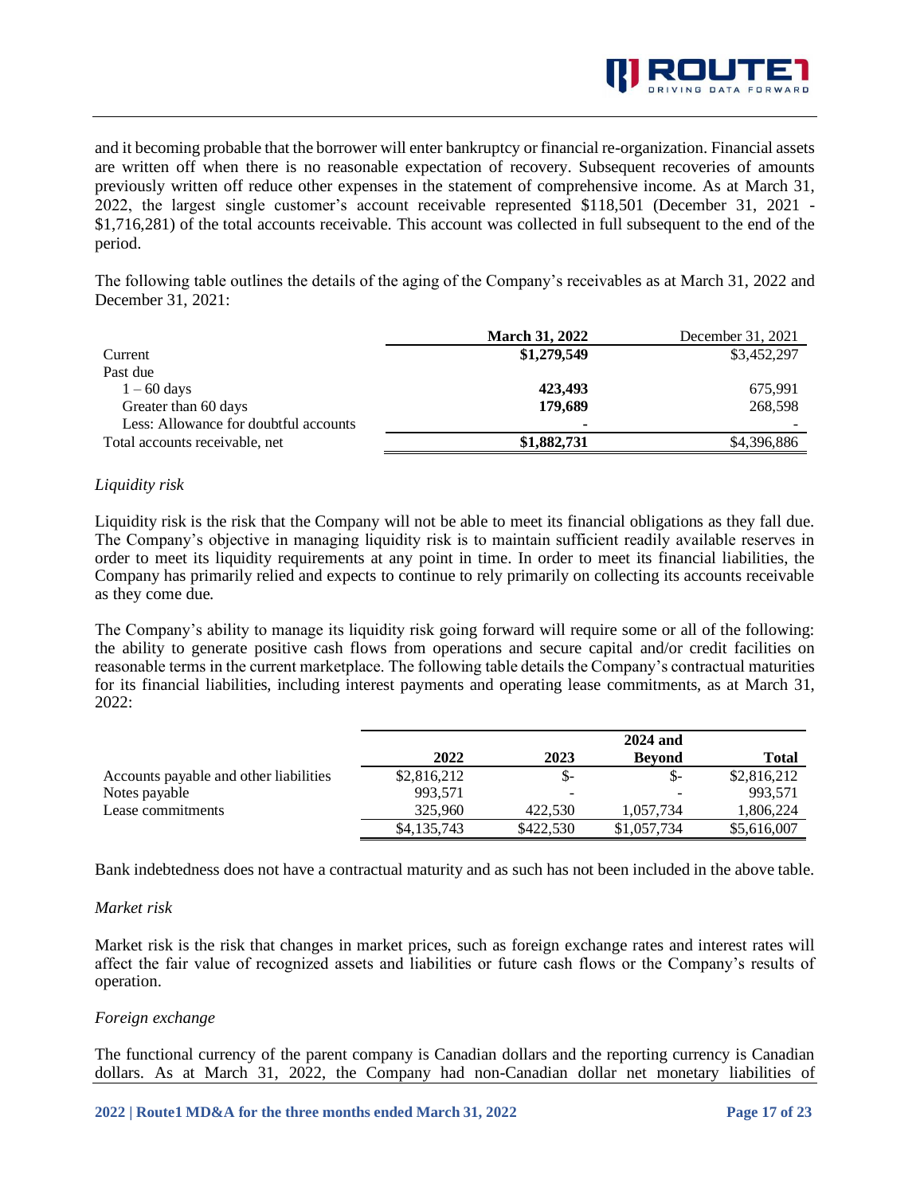and it becoming probable that the borrower will enter bankruptcy or financial re-organization. Financial assets are written off when there is no reasonable expectation of recovery. Subsequent recoveries of amounts previously written off reduce other expenses in the statement of comprehensive income. As at March 31, 2022, the largest single customer's account receivable represented $118,501 (December 31, 2021 - $1,716,281) of the total accounts receivable. This account was collected in full subsequent to the end of the period.

The following table outlines the details of the aging of the Company's receivables as at March 31, 2022 and December 31, 2021:

| | **March 31, 2022** | December 31, 2021 |
|---|---|---|
| Current | **$1,279,549** | $3,452,297 |
| Past due | | |
| 1 – 60 days | **423,493** | 675,991 |
| Greater than 60 days | **179,689** | 268,598 |
| Less: Allowance for doubtful accounts | **-** | - |
| Total accounts receivable, net | **$1,882,731** | $4,396,886 |

*Liquidity risk*

Liquidity risk is the risk that the Company will not be able to meet its financial obligations as they fall due. The Company's objective in managing liquidity risk is to maintain sufficient readily available reserves in order to meet its liquidity requirements at any point in time. In order to meet its financial liabilities, the Company has primarily relied and expects to continue to rely primarily on collecting its accounts receivable as they come due.

The Company's ability to manage its liquidity risk going forward will require some or all of the following: the ability to generate positive cash flows from operations and secure capital and/or credit facilities on reasonable terms in the current marketplace. The following table details the Company's contractual maturities for its financial liabilities, including interest payments and operating lease commitments, as at March 31, 2022:

| | **2022** | **2023** | **2024 and Beyond** | **Total** |
|---|---|---|---|---|
| Accounts payable and other liabilities | $2,816,212 | $- | $- | $2,816,212 |
| Notes payable | 993,571 | - | - | 993,571 |
| Lease commitments | 325,960 | 422,530 | 1,057,734 | 1,806,224 |
| | $4,135,743 | $422,530 | $1,057,734 | $5,616,007 |

Bank indebtedness does not have a contractual maturity and as such has not been included in the above table.

*Market risk*

Market risk is the risk that changes in market prices, such as foreign exchange rates and interest rates will affect the fair value of recognized assets and liabilities or future cash flows or the Company's results of operation.

*Foreign exchange*

The functional currency of the parent company is Canadian dollars and the reporting currency is Canadian dollars. As at March 31, 2022, the Company had non-Canadian dollar net monetary liabilities of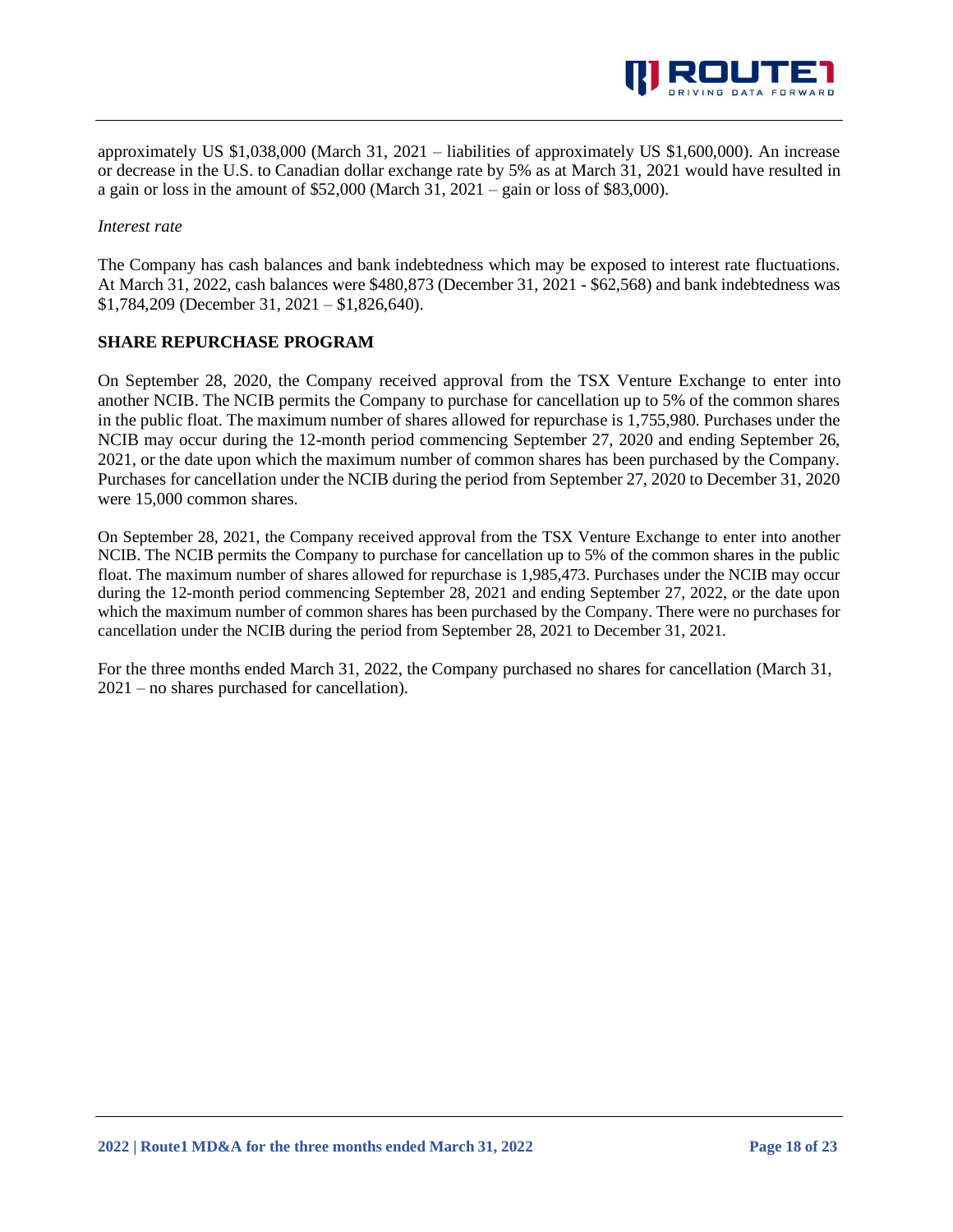approximately US $1,038,000 (March 31, 2021 – liabilities of approximately US $1,600,000). An increase or decrease in the U.S. to Canadian dollar exchange rate by 5% as at March 31, 2021 would have resulted in a gain or loss in the amount of $52,000 (March 31, 2021 – gain or loss of $83,000).

*Interest rate*

The Company has cash balances and bank indebtedness which may be exposed to interest rate fluctuations. At March 31, 2022, cash balances were $480,873 (December 31, 2021 - $62,568) and bank indebtedness was $1,784,209 (December 31, 2021 – $1,826,640).

## SHARE REPURCHASE PROGRAM

On September 28, 2020, the Company received approval from the TSX Venture Exchange to enter into another NCIB. The NCIB permits the Company to purchase for cancellation up to 5% of the common shares in the public float. The maximum number of shares allowed for repurchase is 1,755,980. Purchases under the NCIB may occur during the 12-month period commencing September 27, 2020 and ending September 26, 2021, or the date upon which the maximum number of common shares has been purchased by the Company. Purchases for cancellation under the NCIB during the period from September 27, 2020 to December 31, 2020 were 15,000 common shares.

On September 28, 2021, the Company received approval from the TSX Venture Exchange to enter into another NCIB. The NCIB permits the Company to purchase for cancellation up to 5% of the common shares in the public float. The maximum number of shares allowed for repurchase is 1,985,473. Purchases under the NCIB may occur during the 12-month period commencing September 28, 2021 and ending September 27, 2022, or the date upon which the maximum number of common shares has been purchased by the Company. There were no purchases for cancellation under the NCIB during the period from September 28, 2021 to December 31, 2021.

For the three months ended March 31, 2022, the Company purchased no shares for cancellation (March 31, 2021 – no shares purchased for cancellation).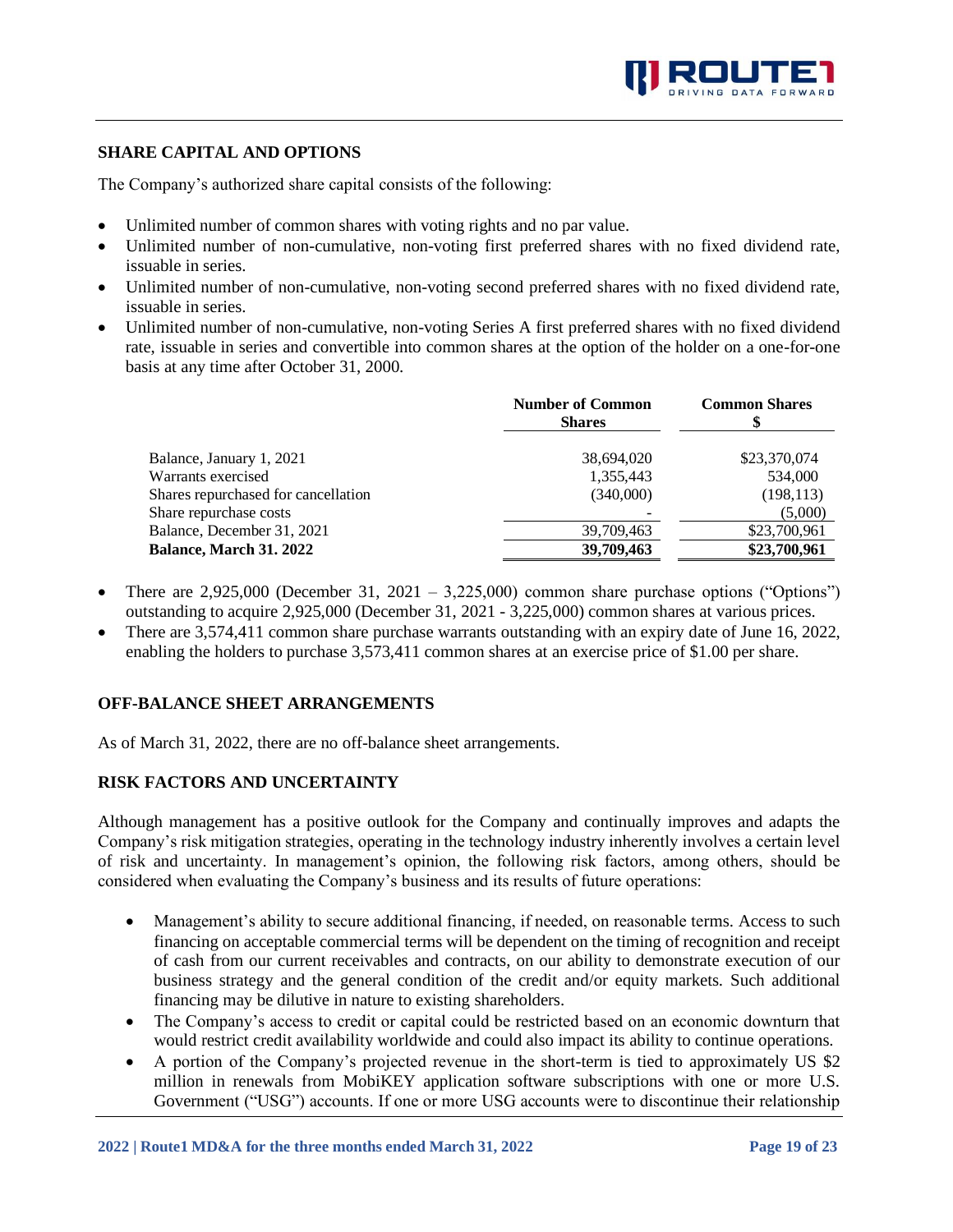## SHARE CAPITAL AND OPTIONS

The Company's authorized share capital consists of the following:

- Unlimited number of common shares with voting rights and no par value.
- Unlimited number of non-cumulative, non-voting first preferred shares with no fixed dividend rate, issuable in series.
- Unlimited number of non-cumulative, non-voting second preferred shares with no fixed dividend rate, issuable in series.
- Unlimited number of non-cumulative, non-voting Series A first preferred shares with no fixed dividend rate, issuable in series and convertible into common shares at the option of the holder on a one-for-one basis at any time after October 31, 2000.

| | Number of Common Shares | Common Shares $ |
|---|---|---|
| Balance, January 1, 2021 | 38,694,020 | $23,370,074 |
| Warrants exercised | 1,355,443 | 534,000 |
| Shares repurchased for cancellation | (340,000) | (198,113) |
| Share repurchase costs | - | (5,000) |
| Balance, December 31, 2021 | 39,709,463 | $23,700,961 |
| **Balance, March 31. 2022** | **39,709,463** | **$23,700,961** |

- There are 2,925,000 (December 31, 2021 – 3,225,000) common share purchase options ("Options") outstanding to acquire 2,925,000 (December 31, 2021 - 3,225,000) common shares at various prices.
- There are 3,574,411 common share purchase warrants outstanding with an expiry date of June 16, 2022, enabling the holders to purchase 3,573,411 common shares at an exercise price of $1.00 per share.

## OFF-BALANCE SHEET ARRANGEMENTS

As of March 31, 2022, there are no off-balance sheet arrangements.

## RISK FACTORS AND UNCERTAINTY

Although management has a positive outlook for the Company and continually improves and adapts the Company's risk mitigation strategies, operating in the technology industry inherently involves a certain level of risk and uncertainty. In management's opinion, the following risk factors, among others, should be considered when evaluating the Company's business and its results of future operations:

- Management's ability to secure additional financing, if needed, on reasonable terms. Access to such financing on acceptable commercial terms will be dependent on the timing of recognition and receipt of cash from our current receivables and contracts, on our ability to demonstrate execution of our business strategy and the general condition of the credit and/or equity markets. Such additional financing may be dilutive in nature to existing shareholders.
- The Company's access to credit or capital could be restricted based on an economic downturn that would restrict credit availability worldwide and could also impact its ability to continue operations.
- A portion of the Company's projected revenue in the short-term is tied to approximately US $2 million in renewals from MobiKEY application software subscriptions with one or more U.S. Government ("USG") accounts. If one or more USG accounts were to discontinue their relationship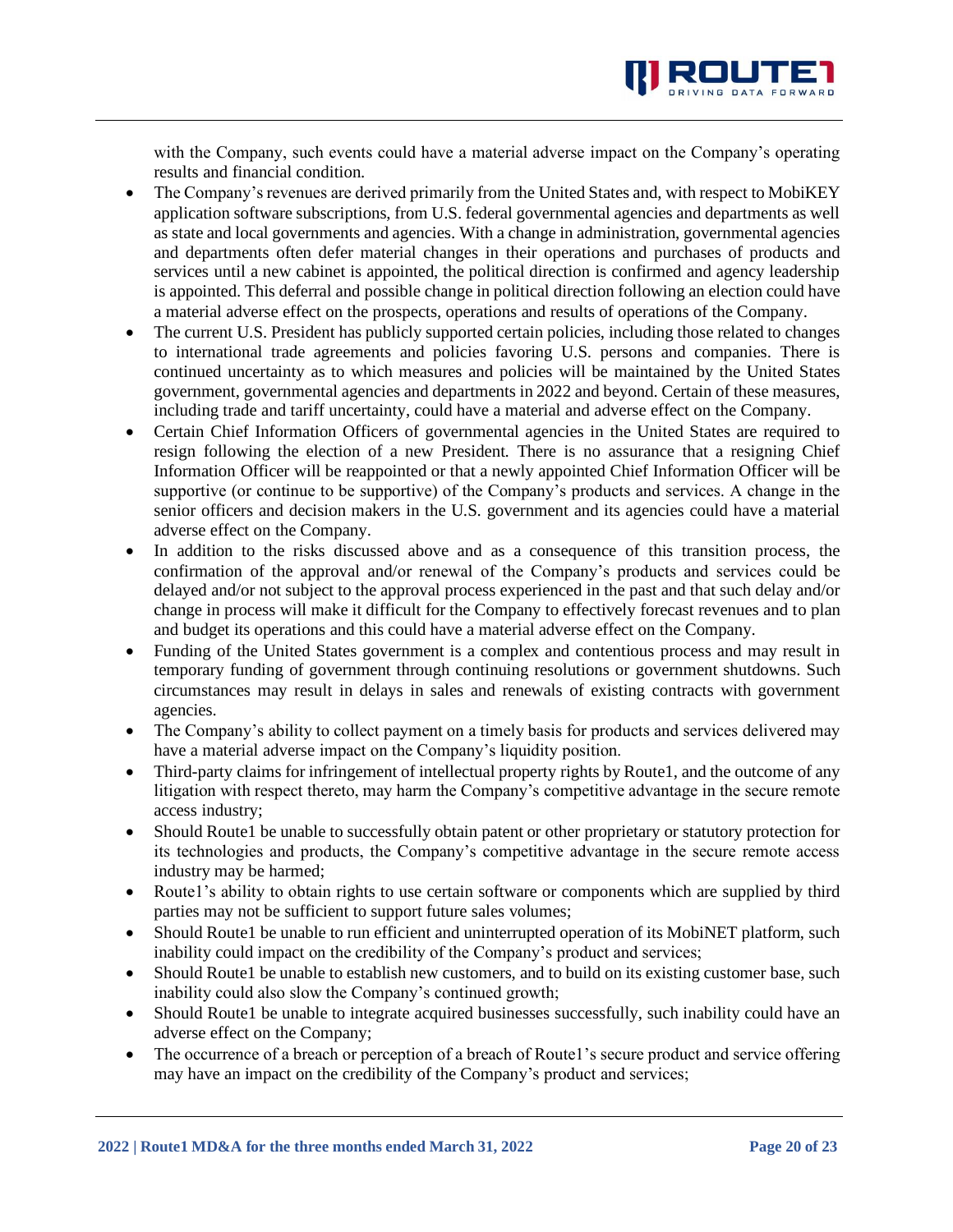with the Company, such events could have a material adverse impact on the Company's operating results and financial condition.

- The Company's revenues are derived primarily from the United States and, with respect to MobiKEY application software subscriptions, from U.S. federal governmental agencies and departments as well as state and local governments and agencies. With a change in administration, governmental agencies and departments often defer material changes in their operations and purchases of products and services until a new cabinet is appointed, the political direction is confirmed and agency leadership is appointed. This deferral and possible change in political direction following an election could have a material adverse effect on the prospects, operations and results of operations of the Company.
- The current U.S. President has publicly supported certain policies, including those related to changes to international trade agreements and policies favoring U.S. persons and companies. There is continued uncertainty as to which measures and policies will be maintained by the United States government, governmental agencies and departments in 2022 and beyond. Certain of these measures, including trade and tariff uncertainty, could have a material and adverse effect on the Company.
- Certain Chief Information Officers of governmental agencies in the United States are required to resign following the election of a new President. There is no assurance that a resigning Chief Information Officer will be reappointed or that a newly appointed Chief Information Officer will be supportive (or continue to be supportive) of the Company's products and services. A change in the senior officers and decision makers in the U.S. government and its agencies could have a material adverse effect on the Company.
- In addition to the risks discussed above and as a consequence of this transition process, the confirmation of the approval and/or renewal of the Company's products and services could be delayed and/or not subject to the approval process experienced in the past and that such delay and/or change in process will make it difficult for the Company to effectively forecast revenues and to plan and budget its operations and this could have a material adverse effect on the Company.
- Funding of the United States government is a complex and contentious process and may result in temporary funding of government through continuing resolutions or government shutdowns. Such circumstances may result in delays in sales and renewals of existing contracts with government agencies.
- The Company's ability to collect payment on a timely basis for products and services delivered may have a material adverse impact on the Company's liquidity position.
- Third-party claims for infringement of intellectual property rights by Route1, and the outcome of any litigation with respect thereto, may harm the Company's competitive advantage in the secure remote access industry;
- Should Route1 be unable to successfully obtain patent or other proprietary or statutory protection for its technologies and products, the Company's competitive advantage in the secure remote access industry may be harmed;
- Route1's ability to obtain rights to use certain software or components which are supplied by third parties may not be sufficient to support future sales volumes;
- Should Route1 be unable to run efficient and uninterrupted operation of its MobiNET platform, such inability could impact on the credibility of the Company's product and services;
- Should Route1 be unable to establish new customers, and to build on its existing customer base, such inability could also slow the Company's continued growth;
- Should Route1 be unable to integrate acquired businesses successfully, such inability could have an adverse effect on the Company;
- The occurrence of a breach or perception of a breach of Route1's secure product and service offering may have an impact on the credibility of the Company's product and services;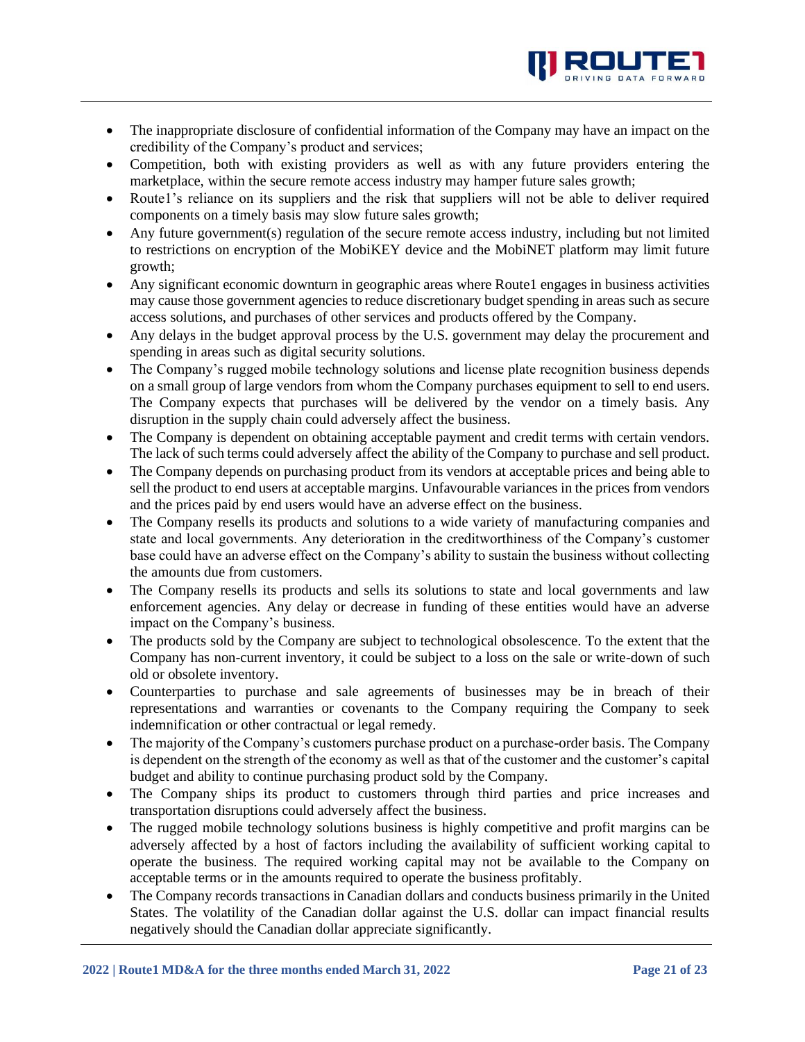- The inappropriate disclosure of confidential information of the Company may have an impact on the credibility of the Company's product and services;
- Competition, both with existing providers as well as with any future providers entering the marketplace, within the secure remote access industry may hamper future sales growth;
- Route1's reliance on its suppliers and the risk that suppliers will not be able to deliver required components on a timely basis may slow future sales growth;
- Any future government(s) regulation of the secure remote access industry, including but not limited to restrictions on encryption of the MobiKEY device and the MobiNET platform may limit future growth;
- Any significant economic downturn in geographic areas where Route1 engages in business activities may cause those government agencies to reduce discretionary budget spending in areas such as secure access solutions, and purchases of other services and products offered by the Company.
- Any delays in the budget approval process by the U.S. government may delay the procurement and spending in areas such as digital security solutions.
- The Company's rugged mobile technology solutions and license plate recognition business depends on a small group of large vendors from whom the Company purchases equipment to sell to end users. The Company expects that purchases will be delivered by the vendor on a timely basis. Any disruption in the supply chain could adversely affect the business.
- The Company is dependent on obtaining acceptable payment and credit terms with certain vendors. The lack of such terms could adversely affect the ability of the Company to purchase and sell product.
- The Company depends on purchasing product from its vendors at acceptable prices and being able to sell the product to end users at acceptable margins. Unfavourable variances in the prices from vendors and the prices paid by end users would have an adverse effect on the business.
- The Company resells its products and solutions to a wide variety of manufacturing companies and state and local governments. Any deterioration in the creditworthiness of the Company's customer base could have an adverse effect on the Company's ability to sustain the business without collecting the amounts due from customers.
- The Company resells its products and sells its solutions to state and local governments and law enforcement agencies. Any delay or decrease in funding of these entities would have an adverse impact on the Company's business.
- The products sold by the Company are subject to technological obsolescence. To the extent that the Company has non-current inventory, it could be subject to a loss on the sale or write-down of such old or obsolete inventory.
- Counterparties to purchase and sale agreements of businesses may be in breach of their representations and warranties or covenants to the Company requiring the Company to seek indemnification or other contractual or legal remedy.
- The majority of the Company's customers purchase product on a purchase-order basis. The Company is dependent on the strength of the economy as well as that of the customer and the customer's capital budget and ability to continue purchasing product sold by the Company.
- The Company ships its product to customers through third parties and price increases and transportation disruptions could adversely affect the business.
- The rugged mobile technology solutions business is highly competitive and profit margins can be adversely affected by a host of factors including the availability of sufficient working capital to operate the business. The required working capital may not be available to the Company on acceptable terms or in the amounts required to operate the business profitably.
- The Company records transactions in Canadian dollars and conducts business primarily in the United States. The volatility of the Canadian dollar against the U.S. dollar can impact financial results negatively should the Canadian dollar appreciate significantly.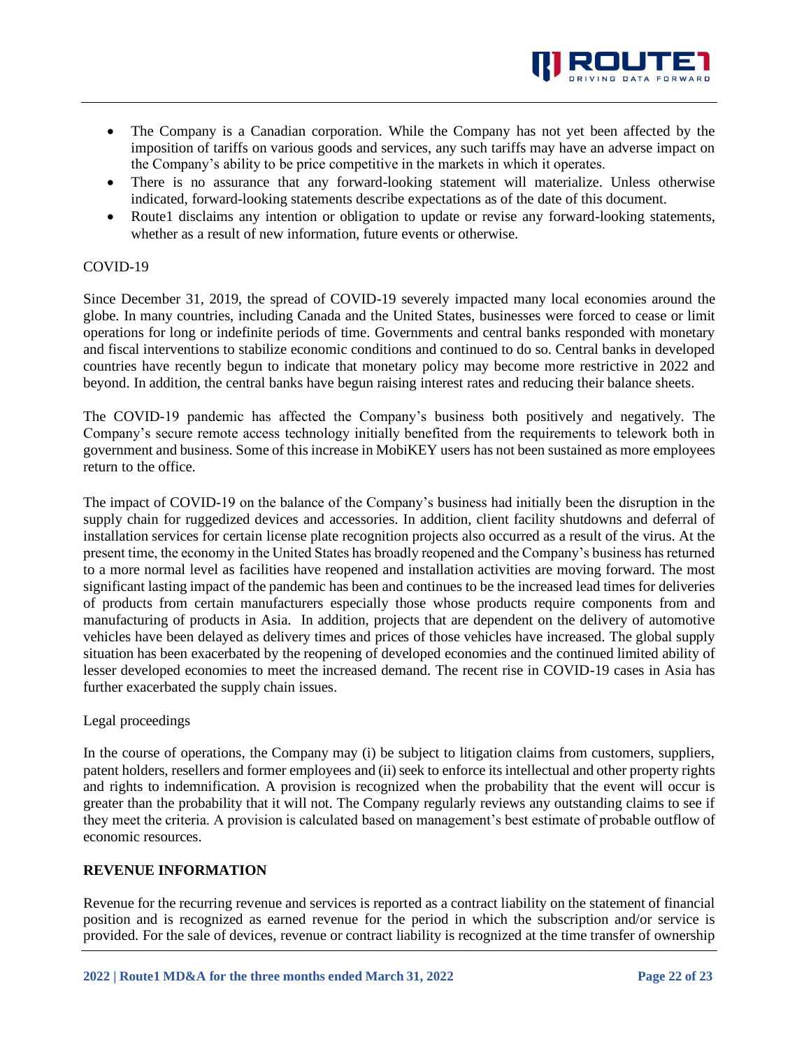- The Company is a Canadian corporation. While the Company has not yet been affected by the imposition of tariffs on various goods and services, any such tariffs may have an adverse impact on the Company's ability to be price competitive in the markets in which it operates.
- There is no assurance that any forward-looking statement will materialize. Unless otherwise indicated, forward-looking statements describe expectations as of the date of this document.
- Route1 disclaims any intention or obligation to update or revise any forward-looking statements, whether as a result of new information, future events or otherwise.

COVID-19

Since December 31, 2019, the spread of COVID-19 severely impacted many local economies around the globe. In many countries, including Canada and the United States, businesses were forced to cease or limit operations for long or indefinite periods of time. Governments and central banks responded with monetary and fiscal interventions to stabilize economic conditions and continued to do so. Central banks in developed countries have recently begun to indicate that monetary policy may become more restrictive in 2022 and beyond. In addition, the central banks have begun raising interest rates and reducing their balance sheets.

The COVID-19 pandemic has affected the Company's business both positively and negatively. The Company's secure remote access technology initially benefited from the requirements to telework both in government and business. Some of this increase in MobiKEY users has not been sustained as more employees return to the office.

The impact of COVID-19 on the balance of the Company's business had initially been the disruption in the supply chain for ruggedized devices and accessories. In addition, client facility shutdowns and deferral of installation services for certain license plate recognition projects also occurred as a result of the virus. At the present time, the economy in the United States has broadly reopened and the Company's business has returned to a more normal level as facilities have reopened and installation activities are moving forward. The most significant lasting impact of the pandemic has been and continues to be the increased lead times for deliveries of products from certain manufacturers especially those whose products require components from and manufacturing of products in Asia. In addition, projects that are dependent on the delivery of automotive vehicles have been delayed as delivery times and prices of those vehicles have increased. The global supply situation has been exacerbated by the reopening of developed economies and the continued limited ability of lesser developed economies to meet the increased demand. The recent rise in COVID-19 cases in Asia has further exacerbated the supply chain issues.

Legal proceedings

In the course of operations, the Company may (i) be subject to litigation claims from customers, suppliers, patent holders, resellers and former employees and (ii) seek to enforce its intellectual and other property rights and rights to indemnification. A provision is recognized when the probability that the event will occur is greater than the probability that it will not. The Company regularly reviews any outstanding claims to see if they meet the criteria. A provision is calculated based on management's best estimate of probable outflow of economic resources.

## REVENUE INFORMATION

Revenue for the recurring revenue and services is reported as a contract liability on the statement of financial position and is recognized as earned revenue for the period in which the subscription and/or service is provided. For the sale of devices, revenue or contract liability is recognized at the time transfer of ownership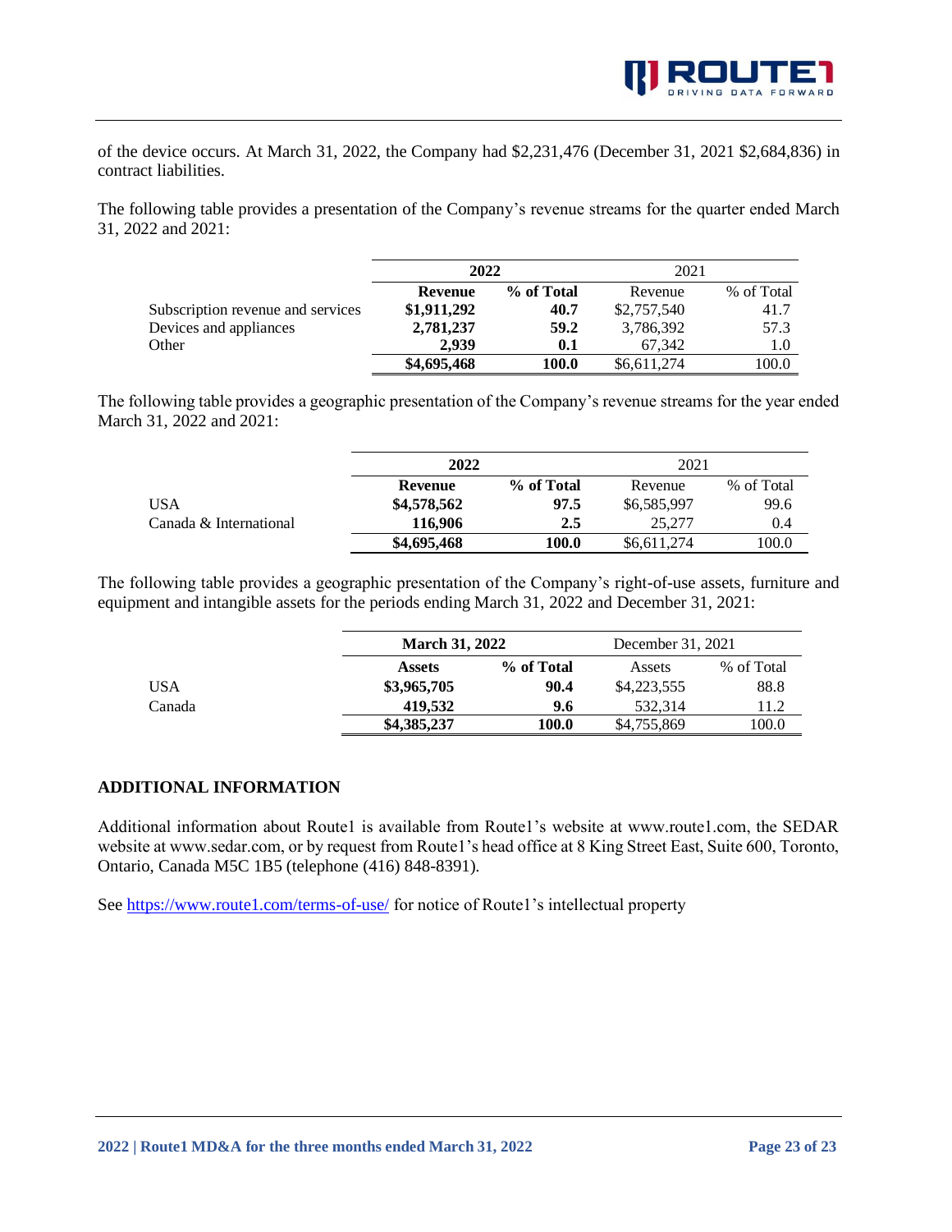of the device occurs. At March 31, 2022, the Company had $2,231,476 (December 31, 2021 $2,684,836) in contract liabilities.

The following table provides a presentation of the Company's revenue streams for the quarter ended March 31, 2022 and 2021:

| | **2022** | | 2021 | |
|---|---|---|---|---|
| | **Revenue** | **% of Total** | Revenue | % of Total |
| Subscription revenue and services | **$1,911,292** | **40.7** | $2,757,540 | 41.7 |
| Devices and appliances | **2,781,237** | **59.2** | 3,786,392 | 57.3 |
| Other | **2,939** | **0.1** | 67,342 | 1.0 |
| | **$4,695,468** | **100.0** | $6,611,274 | 100.0 |

The following table provides a geographic presentation of the Company's revenue streams for the year ended March 31, 2022 and 2021:

| | **2022** | | 2021 | |
|---|---|---|---|---|
| | **Revenue** | **% of Total** | Revenue | % of Total |
| USA | **$4,578,562** | **97.5** | $6,585,997 | 99.6 |
| Canada & International | **116,906** | **2.5** | 25,277 | 0.4 |
| | **$4,695,468** | **100.0** | $6,611,274 | 100.0 |

The following table provides a geographic presentation of the Company's right-of-use assets, furniture and equipment and intangible assets for the periods ending March 31, 2022 and December 31, 2021:

| | **March 31, 2022** | | December 31, 2021 | |
|---|---|---|---|---|
| | **Assets** | **% of Total** | Assets | % of Total |
| USA | **$3,965,705** | **90.4** | $4,223,555 | 88.8 |
| Canada | **419,532** | **9.6** | 532,314 | 11.2 |
| | **$4,385,237** | **100.0** | $4,755,869 | 100.0 |

## ADDITIONAL INFORMATION

Additional information about Route1 is available from Route1's website at www.route1.com, the SEDAR website at www.sedar.com, or by request from Route1's head office at 8 King Street East, Suite 600, Toronto, Ontario, Canada M5C 1B5 (telephone (416) 848-8391).

See https://www.route1.com/terms-of-use/ for notice of Route1's intellectual property